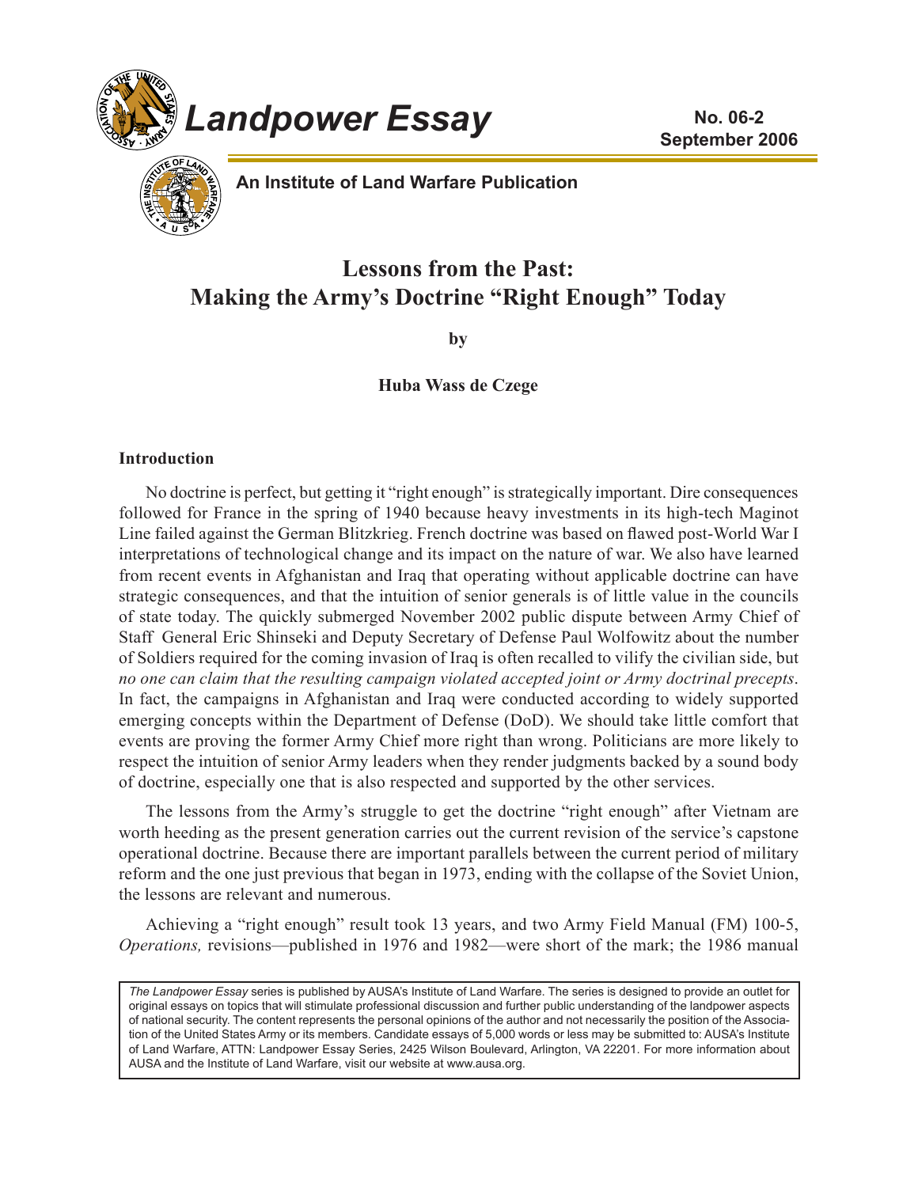# Landpower Essay

**No. 06-2**
**September 2006**

**An Institute of Land Warfare Publication**

## Lessons from the Past: Making the Army's Doctrine "Right Enough" Today

**by**

**Huba Wass de Czege**

### Introduction

No doctrine is perfect, but getting it "right enough" is strategically important. Dire consequences followed for France in the spring of 1940 because heavy investments in its high-tech Maginot Line failed against the German Blitzkrieg. French doctrine was based on flawed post-World War I interpretations of technological change and its impact on the nature of war. We also have learned from recent events in Afghanistan and Iraq that operating without applicable doctrine can have strategic consequences, and that the intuition of senior generals is of little value in the councils of state today. The quickly submerged November 2002 public dispute between Army Chief of Staff General Eric Shinseki and Deputy Secretary of Defense Paul Wolfowitz about the number of Soldiers required for the coming invasion of Iraq is often recalled to vilify the civilian side, but *no one can claim that the resulting campaign violated accepted joint or Army doctrinal precepts*. In fact, the campaigns in Afghanistan and Iraq were conducted according to widely supported emerging concepts within the Department of Defense (DoD). We should take little comfort that events are proving the former Army Chief more right than wrong. Politicians are more likely to respect the intuition of senior Army leaders when they render judgments backed by a sound body of doctrine, especially one that is also respected and supported by the other services.

The lessons from the Army's struggle to get the doctrine "right enough" after Vietnam are worth heeding as the present generation carries out the current revision of the service's capstone operational doctrine. Because there are important parallels between the current period of military reform and the one just previous that began in 1973, ending with the collapse of the Soviet Union, the lessons are relevant and numerous.

Achieving a "right enough" result took 13 years, and two Army Field Manual (FM) 100-5, *Operations,* revisions—published in 1976 and 1982—were short of the mark; the 1986 manual

*The Landpower Essay* series is published by AUSA's Institute of Land Warfare. The series is designed to provide an outlet for original essays on topics that will stimulate professional discussion and further public understanding of the landpower aspects of national security. The content represents the personal opinions of the author and not necessarily the position of the Association of the United States Army or its members. Candidate essays of 5,000 words or less may be submitted to: AUSA's Institute of Land Warfare, ATTN: Landpower Essay Series, 2425 Wilson Boulevard, Arlington, VA 22201. For more information about AUSA and the Institute of Land Warfare, visit our website at www.ausa.org.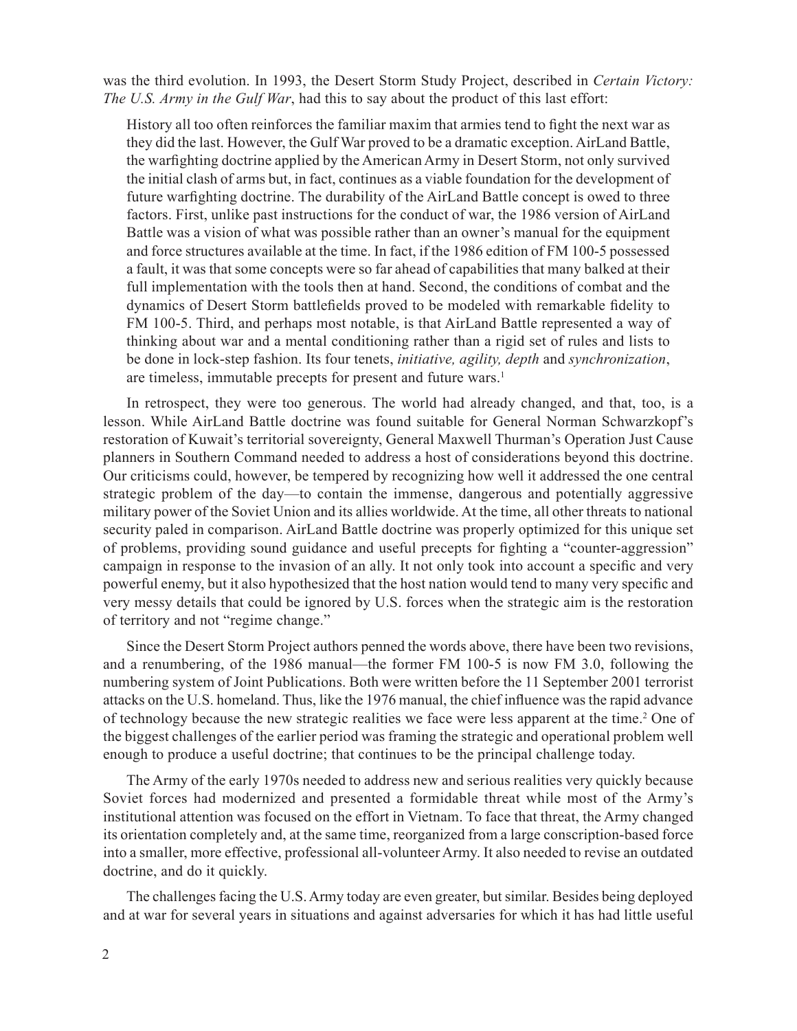was the third evolution. In 1993, the Desert Storm Study Project, described in *Certain Victory: The U.S. Army in the Gulf War*, had this to say about the product of this last effort:

> History all too often reinforces the familiar maxim that armies tend to fight the next war as they did the last. However, the Gulf War proved to be a dramatic exception. AirLand Battle, the warfighting doctrine applied by the American Army in Desert Storm, not only survived the initial clash of arms but, in fact, continues as a viable foundation for the development of future warfighting doctrine. The durability of the AirLand Battle concept is owed to three factors. First, unlike past instructions for the conduct of war, the 1986 version of AirLand Battle was a vision of what was possible rather than an owner's manual for the equipment and force structures available at the time. In fact, if the 1986 edition of FM 100-5 possessed a fault, it was that some concepts were so far ahead of capabilities that many balked at their full implementation with the tools then at hand. Second, the conditions of combat and the dynamics of Desert Storm battlefields proved to be modeled with remarkable fidelity to FM 100-5. Third, and perhaps most notable, is that AirLand Battle represented a way of thinking about war and a mental conditioning rather than a rigid set of rules and lists to be done in lock-step fashion. Its four tenets, *initiative, agility, depth* and *synchronization*, are timeless, immutable precepts for present and future wars.[1]

In retrospect, they were too generous. The world had already changed, and that, too, is a lesson. While AirLand Battle doctrine was found suitable for General Norman Schwarzkopf's restoration of Kuwait's territorial sovereignty, General Maxwell Thurman's Operation Just Cause planners in Southern Command needed to address a host of considerations beyond this doctrine. Our criticisms could, however, be tempered by recognizing how well it addressed the one central strategic problem of the day—to contain the immense, dangerous and potentially aggressive military power of the Soviet Union and its allies worldwide. At the time, all other threats to national security paled in comparison. AirLand Battle doctrine was properly optimized for this unique set of problems, providing sound guidance and useful precepts for fighting a "counter-aggression" campaign in response to the invasion of an ally. It not only took into account a specific and very powerful enemy, but it also hypothesized that the host nation would tend to many very specific and very messy details that could be ignored by U.S. forces when the strategic aim is the restoration of territory and not "regime change."

Since the Desert Storm Project authors penned the words above, there have been two revisions, and a renumbering, of the 1986 manual—the former FM 100-5 is now FM 3.0, following the numbering system of Joint Publications. Both were written before the 11 September 2001 terrorist attacks on the U.S. homeland. Thus, like the 1976 manual, the chief influence was the rapid advance of technology because the new strategic realities we face were less apparent at the time.[2] One of the biggest challenges of the earlier period was framing the strategic and operational problem well enough to produce a useful doctrine; that continues to be the principal challenge today.

The Army of the early 1970s needed to address new and serious realities very quickly because Soviet forces had modernized and presented a formidable threat while most of the Army's institutional attention was focused on the effort in Vietnam. To face that threat, the Army changed its orientation completely and, at the same time, reorganized from a large conscription-based force into a smaller, more effective, professional all-volunteer Army. It also needed to revise an outdated doctrine, and do it quickly.

The challenges facing the U.S. Army today are even greater, but similar. Besides being deployed and at war for several years in situations and against adversaries for which it has had little useful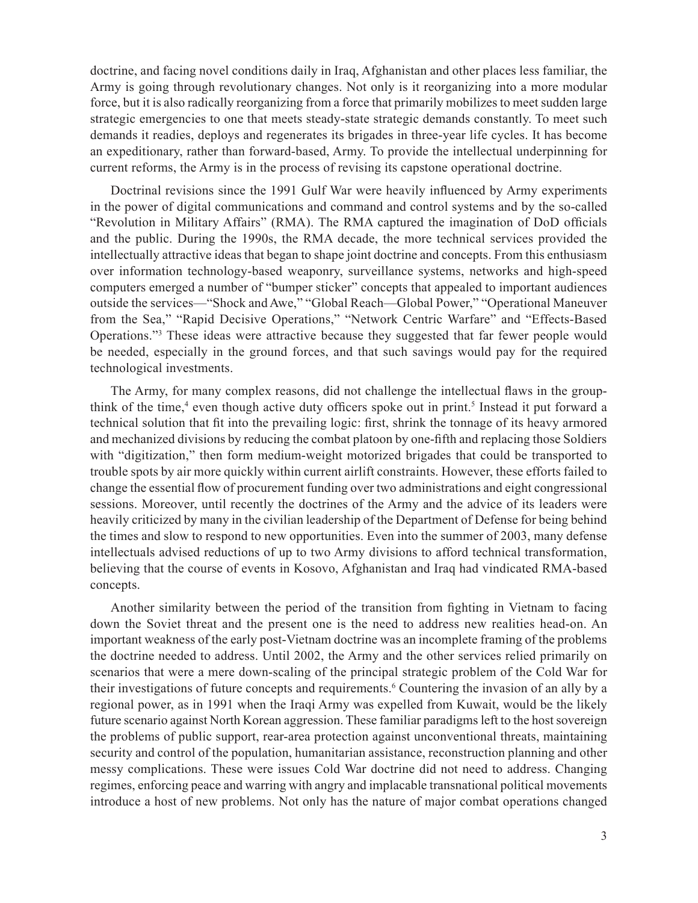doctrine, and facing novel conditions daily in Iraq, Afghanistan and other places less familiar, the Army is going through revolutionary changes. Not only is it reorganizing into a more modular force, but it is also radically reorganizing from a force that primarily mobilizes to meet sudden large strategic emergencies to one that meets steady-state strategic demands constantly. To meet such demands it readies, deploys and regenerates its brigades in three-year life cycles. It has become an expeditionary, rather than forward-based, Army. To provide the intellectual underpinning for current reforms, the Army is in the process of revising its capstone operational doctrine.

Doctrinal revisions since the 1991 Gulf War were heavily influenced by Army experiments in the power of digital communications and command and control systems and by the so-called "Revolution in Military Affairs" (RMA). The RMA captured the imagination of DoD officials and the public. During the 1990s, the RMA decade, the more technical services provided the intellectually attractive ideas that began to shape joint doctrine and concepts. From this enthusiasm over information technology-based weaponry, surveillance systems, networks and high-speed computers emerged a number of "bumper sticker" concepts that appealed to important audiences outside the services—"Shock and Awe," "Global Reach—Global Power," "Operational Maneuver from the Sea," "Rapid Decisive Operations," "Network Centric Warfare" and "Effects-Based Operations."[3] These ideas were attractive because they suggested that far fewer people would be needed, especially in the ground forces, and that such savings would pay for the required technological investments.

The Army, for many complex reasons, did not challenge the intellectual flaws in the group-think of the time,[4] even though active duty officers spoke out in print.[5] Instead it put forward a technical solution that fit into the prevailing logic: first, shrink the tonnage of its heavy armored and mechanized divisions by reducing the combat platoon by one-fifth and replacing those Soldiers with "digitization," then form medium-weight motorized brigades that could be transported to trouble spots by air more quickly within current airlift constraints. However, these efforts failed to change the essential flow of procurement funding over two administrations and eight congressional sessions. Moreover, until recently the doctrines of the Army and the advice of its leaders were heavily criticized by many in the civilian leadership of the Department of Defense for being behind the times and slow to respond to new opportunities. Even into the summer of 2003, many defense intellectuals advised reductions of up to two Army divisions to afford technical transformation, believing that the course of events in Kosovo, Afghanistan and Iraq had vindicated RMA-based concepts.

Another similarity between the period of the transition from fighting in Vietnam to facing down the Soviet threat and the present one is the need to address new realities head-on. An important weakness of the early post-Vietnam doctrine was an incomplete framing of the problems the doctrine needed to address. Until 2002, the Army and the other services relied primarily on scenarios that were a mere down-scaling of the principal strategic problem of the Cold War for their investigations of future concepts and requirements.[6] Countering the invasion of an ally by a regional power, as in 1991 when the Iraqi Army was expelled from Kuwait, would be the likely future scenario against North Korean aggression. These familiar paradigms left to the host sovereign the problems of public support, rear-area protection against unconventional threats, maintaining security and control of the population, humanitarian assistance, reconstruction planning and other messy complications. These were issues Cold War doctrine did not need to address. Changing regimes, enforcing peace and warring with angry and implacable transnational political movements introduce a host of new problems. Not only has the nature of major combat operations changed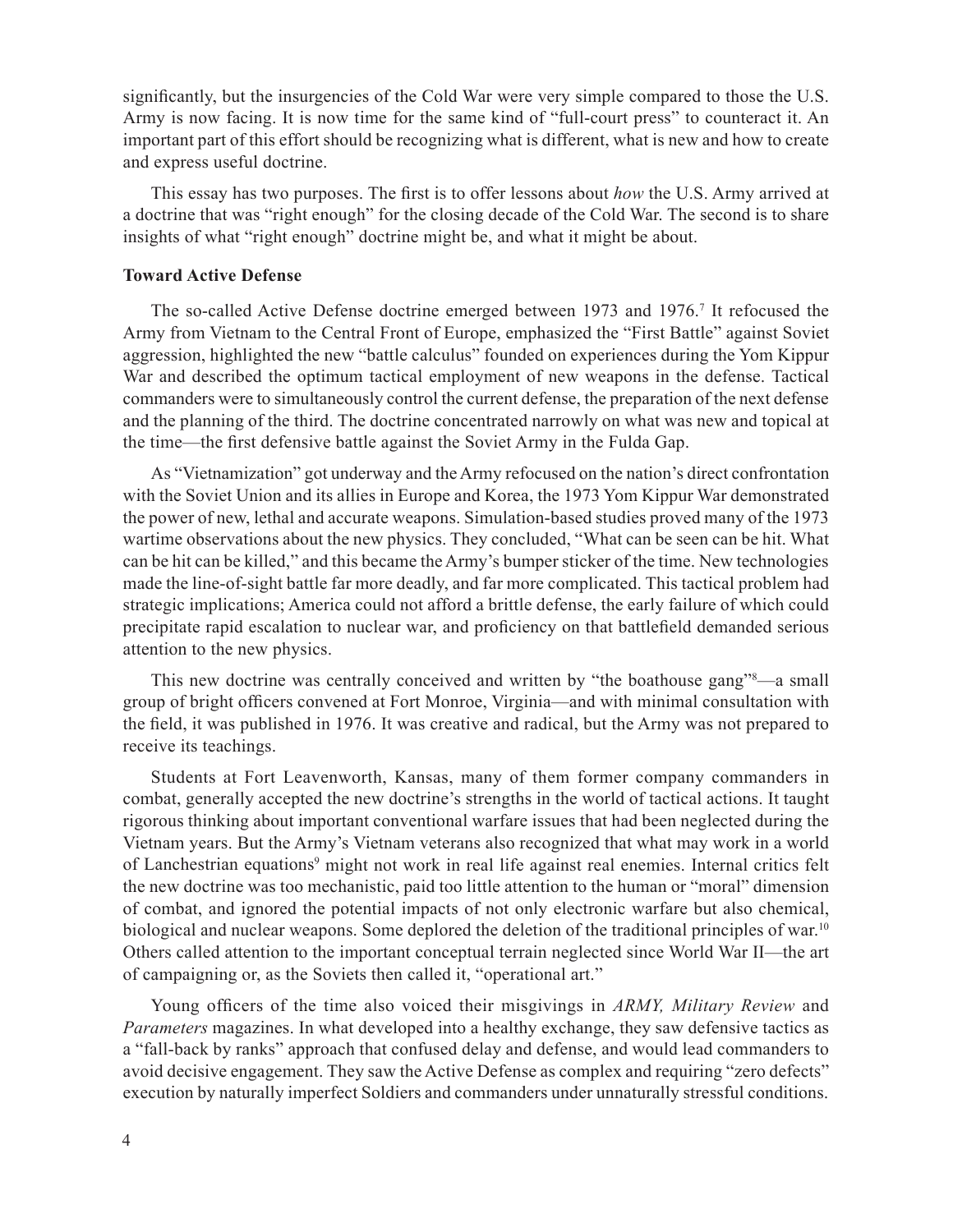significantly, but the insurgencies of the Cold War were very simple compared to those the U.S. Army is now facing. It is now time for the same kind of "full-court press" to counteract it. An important part of this effort should be recognizing what is different, what is new and how to create and express useful doctrine.

This essay has two purposes. The first is to offer lessons about *how* the U.S. Army arrived at a doctrine that was "right enough" for the closing decade of the Cold War. The second is to share insights of what "right enough" doctrine might be, and what it might be about.

**Toward Active Defense**

The so-called Active Defense doctrine emerged between 1973 and 1976.[7] It refocused the Army from Vietnam to the Central Front of Europe, emphasized the "First Battle" against Soviet aggression, highlighted the new "battle calculus" founded on experiences during the Yom Kippur War and described the optimum tactical employment of new weapons in the defense. Tactical commanders were to simultaneously control the current defense, the preparation of the next defense and the planning of the third. The doctrine concentrated narrowly on what was new and topical at the time—the first defensive battle against the Soviet Army in the Fulda Gap.

As "Vietnamization" got underway and the Army refocused on the nation's direct confrontation with the Soviet Union and its allies in Europe and Korea, the 1973 Yom Kippur War demonstrated the power of new, lethal and accurate weapons. Simulation-based studies proved many of the 1973 wartime observations about the new physics. They concluded, "What can be seen can be hit. What can be hit can be killed," and this became the Army's bumper sticker of the time. New technologies made the line-of-sight battle far more deadly, and far more complicated. This tactical problem had strategic implications; America could not afford a brittle defense, the early failure of which could precipitate rapid escalation to nuclear war, and proficiency on that battlefield demanded serious attention to the new physics.

This new doctrine was centrally conceived and written by "the boathouse gang"[8]—a small group of bright officers convened at Fort Monroe, Virginia—and with minimal consultation with the field, it was published in 1976. It was creative and radical, but the Army was not prepared to receive its teachings.

Students at Fort Leavenworth, Kansas, many of them former company commanders in combat, generally accepted the new doctrine's strengths in the world of tactical actions. It taught rigorous thinking about important conventional warfare issues that had been neglected during the Vietnam years. But the Army's Vietnam veterans also recognized that what may work in a world of Lanchestrian equations[9] might not work in real life against real enemies. Internal critics felt the new doctrine was too mechanistic, paid too little attention to the human or "moral" dimension of combat, and ignored the potential impacts of not only electronic warfare but also chemical, biological and nuclear weapons. Some deplored the deletion of the traditional principles of war.[10] Others called attention to the important conceptual terrain neglected since World War II—the art of campaigning or, as the Soviets then called it, "operational art."

Young officers of the time also voiced their misgivings in *ARMY, Military Review* and *Parameters* magazines. In what developed into a healthy exchange, they saw defensive tactics as a "fall-back by ranks" approach that confused delay and defense, and would lead commanders to avoid decisive engagement. They saw the Active Defense as complex and requiring "zero defects" execution by naturally imperfect Soldiers and commanders under unnaturally stressful conditions.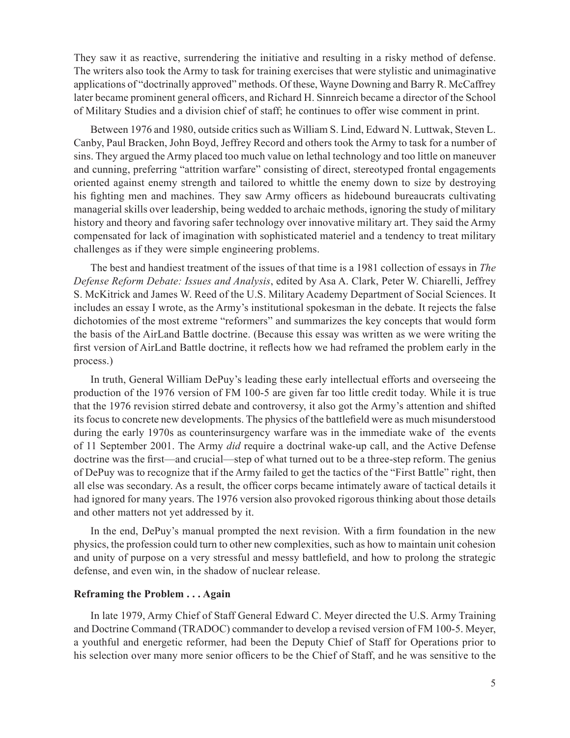They saw it as reactive, surrendering the initiative and resulting in a risky method of defense. The writers also took the Army to task for training exercises that were stylistic and unimaginative applications of "doctrinally approved" methods. Of these, Wayne Downing and Barry R. McCaffrey later became prominent general officers, and Richard H. Sinnreich became a director of the School of Military Studies and a division chief of staff; he continues to offer wise comment in print.

Between 1976 and 1980, outside critics such as William S. Lind, Edward N. Luttwak, Steven L. Canby, Paul Bracken, John Boyd, Jeffrey Record and others took the Army to task for a number of sins. They argued the Army placed too much value on lethal technology and too little on maneuver and cunning, preferring "attrition warfare" consisting of direct, stereotyped frontal engagements oriented against enemy strength and tailored to whittle the enemy down to size by destroying his fighting men and machines. They saw Army officers as hidebound bureaucrats cultivating managerial skills over leadership, being wedded to archaic methods, ignoring the study of military history and theory and favoring safer technology over innovative military art. They said the Army compensated for lack of imagination with sophisticated materiel and a tendency to treat military challenges as if they were simple engineering problems.

The best and handiest treatment of the issues of that time is a 1981 collection of essays in *The Defense Reform Debate: Issues and Analysis*, edited by Asa A. Clark, Peter W. Chiarelli, Jeffrey S. McKitrick and James W. Reed of the U.S. Military Academy Department of Social Sciences. It includes an essay I wrote, as the Army's institutional spokesman in the debate. It rejects the false dichotomies of the most extreme "reformers" and summarizes the key concepts that would form the basis of the AirLand Battle doctrine. (Because this essay was written as we were writing the first version of AirLand Battle doctrine, it reflects how we had reframed the problem early in the process.)

In truth, General William DePuy's leading these early intellectual efforts and overseeing the production of the 1976 version of FM 100-5 are given far too little credit today. While it is true that the 1976 revision stirred debate and controversy, it also got the Army's attention and shifted its focus to concrete new developments. The physics of the battlefield were as much misunderstood during the early 1970s as counterinsurgency warfare was in the immediate wake of the events of 11 September 2001. The Army *did* require a doctrinal wake-up call, and the Active Defense doctrine was the first—and crucial—step of what turned out to be a three-step reform. The genius of DePuy was to recognize that if the Army failed to get the tactics of the "First Battle" right, then all else was secondary. As a result, the officer corps became intimately aware of tactical details it had ignored for many years. The 1976 version also provoked rigorous thinking about those details and other matters not yet addressed by it.

In the end, DePuy's manual prompted the next revision. With a firm foundation in the new physics, the profession could turn to other new complexities, such as how to maintain unit cohesion and unity of purpose on a very stressful and messy battlefield, and how to prolong the strategic defense, and even win, in the shadow of nuclear release.

**Reframing the Problem . . . Again**

In late 1979, Army Chief of Staff General Edward C. Meyer directed the U.S. Army Training and Doctrine Command (TRADOC) commander to develop a revised version of FM 100-5. Meyer, a youthful and energetic reformer, had been the Deputy Chief of Staff for Operations prior to his selection over many more senior officers to be the Chief of Staff, and he was sensitive to the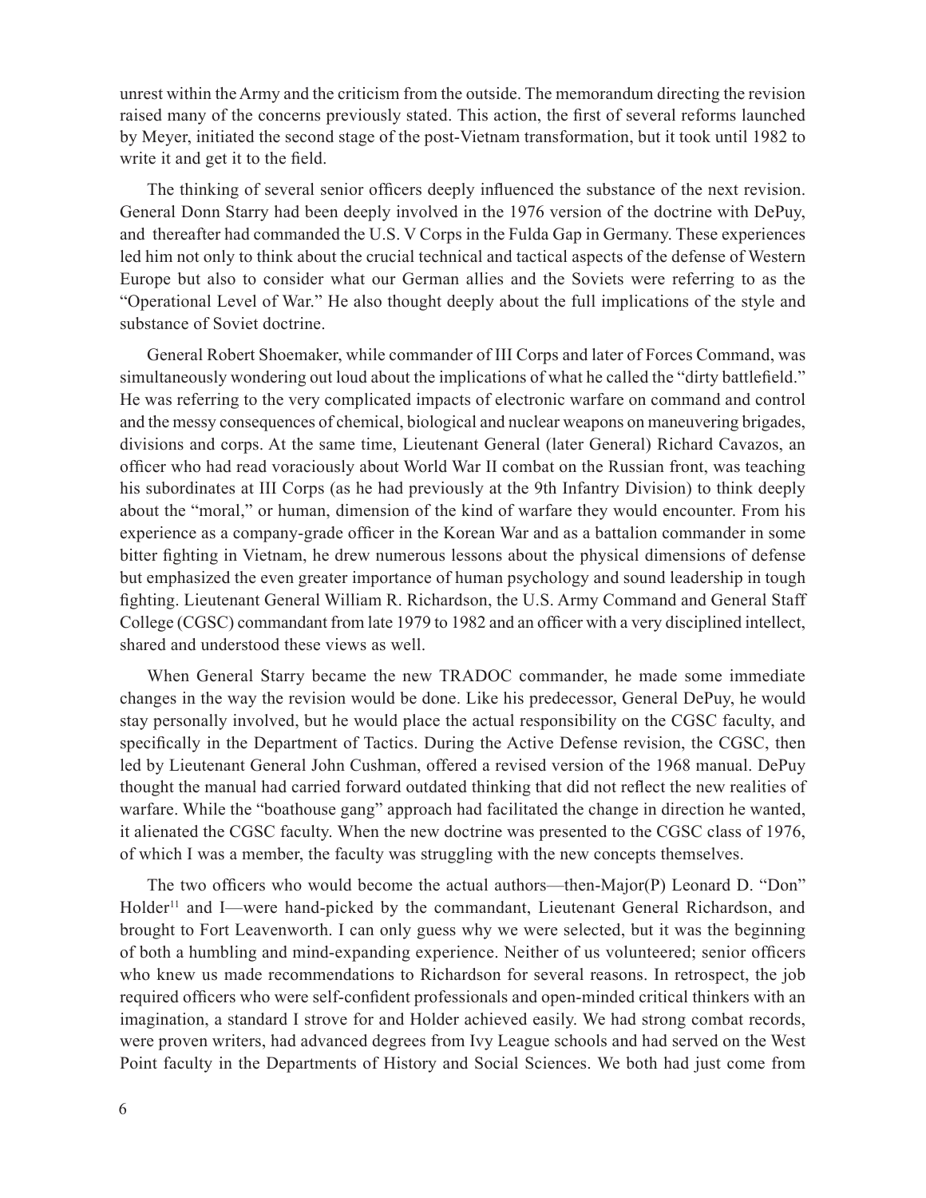unrest within the Army and the criticism from the outside. The memorandum directing the revision raised many of the concerns previously stated. This action, the first of several reforms launched by Meyer, initiated the second stage of the post-Vietnam transformation, but it took until 1982 to write it and get it to the field.

The thinking of several senior officers deeply influenced the substance of the next revision. General Donn Starry had been deeply involved in the 1976 version of the doctrine with DePuy, and thereafter had commanded the U.S. V Corps in the Fulda Gap in Germany. These experiences led him not only to think about the crucial technical and tactical aspects of the defense of Western Europe but also to consider what our German allies and the Soviets were referring to as the "Operational Level of War." He also thought deeply about the full implications of the style and substance of Soviet doctrine.

General Robert Shoemaker, while commander of III Corps and later of Forces Command, was simultaneously wondering out loud about the implications of what he called the "dirty battlefield." He was referring to the very complicated impacts of electronic warfare on command and control and the messy consequences of chemical, biological and nuclear weapons on maneuvering brigades, divisions and corps. At the same time, Lieutenant General (later General) Richard Cavazos, an officer who had read voraciously about World War II combat on the Russian front, was teaching his subordinates at III Corps (as he had previously at the 9th Infantry Division) to think deeply about the "moral," or human, dimension of the kind of warfare they would encounter. From his experience as a company-grade officer in the Korean War and as a battalion commander in some bitter fighting in Vietnam, he drew numerous lessons about the physical dimensions of defense but emphasized the even greater importance of human psychology and sound leadership in tough fighting. Lieutenant General William R. Richardson, the U.S. Army Command and General Staff College (CGSC) commandant from late 1979 to 1982 and an officer with a very disciplined intellect, shared and understood these views as well.

When General Starry became the new TRADOC commander, he made some immediate changes in the way the revision would be done. Like his predecessor, General DePuy, he would stay personally involved, but he would place the actual responsibility on the CGSC faculty, and specifically in the Department of Tactics. During the Active Defense revision, the CGSC, then led by Lieutenant General John Cushman, offered a revised version of the 1968 manual. DePuy thought the manual had carried forward outdated thinking that did not reflect the new realities of warfare. While the "boathouse gang" approach had facilitated the change in direction he wanted, it alienated the CGSC faculty. When the new doctrine was presented to the CGSC class of 1976, of which I was a member, the faculty was struggling with the new concepts themselves.

The two officers who would become the actual authors—then-Major(P) Leonard D. "Don" Holder[11] and I—were hand-picked by the commandant, Lieutenant General Richardson, and brought to Fort Leavenworth. I can only guess why we were selected, but it was the beginning of both a humbling and mind-expanding experience. Neither of us volunteered; senior officers who knew us made recommendations to Richardson for several reasons. In retrospect, the job required officers who were self-confident professionals and open-minded critical thinkers with an imagination, a standard I strove for and Holder achieved easily. We had strong combat records, were proven writers, had advanced degrees from Ivy League schools and had served on the West Point faculty in the Departments of History and Social Sciences. We both had just come from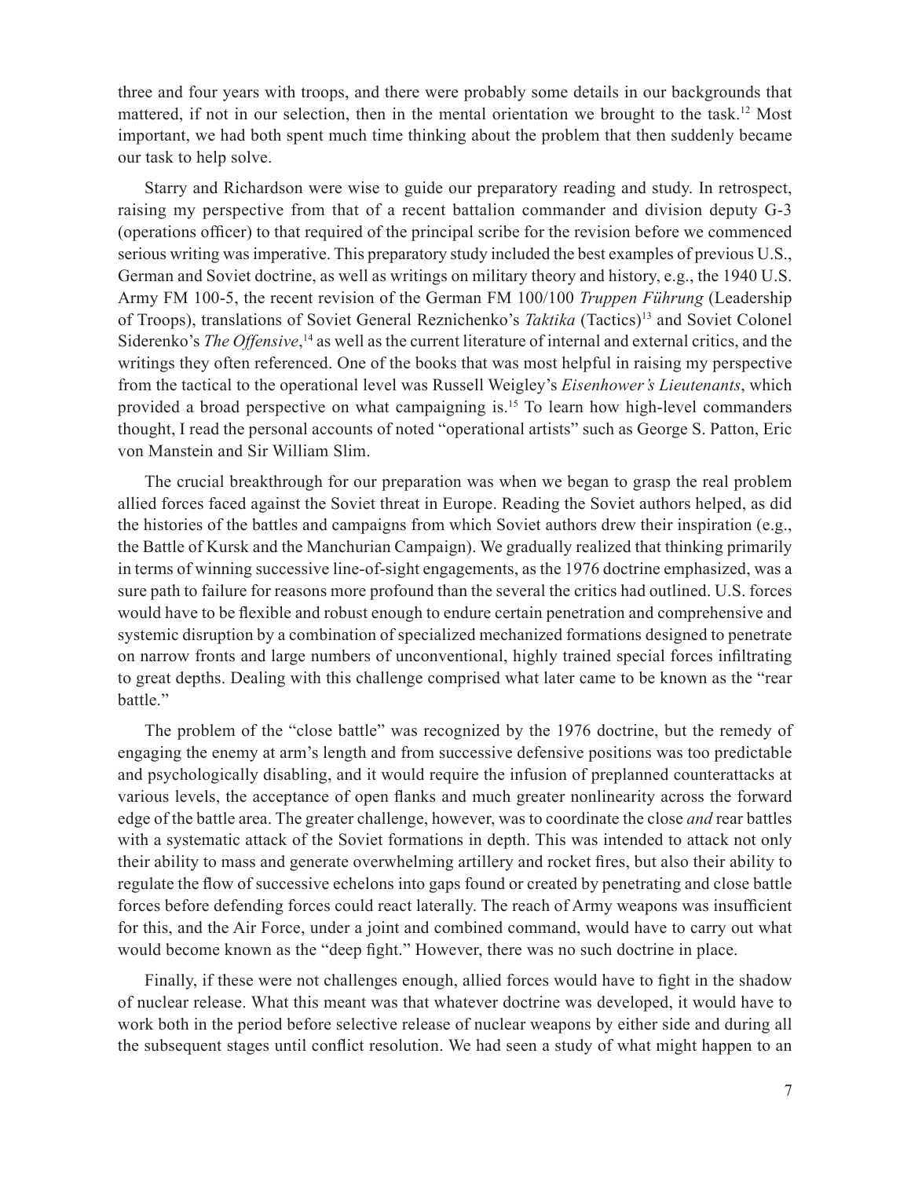three and four years with troops, and there were probably some details in our backgrounds that mattered, if not in our selection, then in the mental orientation we brought to the task.[12] Most important, we had both spent much time thinking about the problem that then suddenly became our task to help solve.

Starry and Richardson were wise to guide our preparatory reading and study. In retrospect, raising my perspective from that of a recent battalion commander and division deputy G-3 (operations officer) to that required of the principal scribe for the revision before we commenced serious writing was imperative. This preparatory study included the best examples of previous U.S., German and Soviet doctrine, as well as writings on military theory and history, e.g., the 1940 U.S. Army FM 100-5, the recent revision of the German FM 100/100 *Truppen Führung* (Leadership of Troops), translations of Soviet General Reznichenko's *Taktika* (Tactics)[13] and Soviet Colonel Siderenko's *The Offensive*,[14] as well as the current literature of internal and external critics, and the writings they often referenced. One of the books that was most helpful in raising my perspective from the tactical to the operational level was Russell Weigley's *Eisenhower's Lieutenants*, which provided a broad perspective on what campaigning is.[15] To learn how high-level commanders thought, I read the personal accounts of noted "operational artists" such as George S. Patton, Eric von Manstein and Sir William Slim.

The crucial breakthrough for our preparation was when we began to grasp the real problem allied forces faced against the Soviet threat in Europe. Reading the Soviet authors helped, as did the histories of the battles and campaigns from which Soviet authors drew their inspiration (e.g., the Battle of Kursk and the Manchurian Campaign). We gradually realized that thinking primarily in terms of winning successive line-of-sight engagements, as the 1976 doctrine emphasized, was a sure path to failure for reasons more profound than the several the critics had outlined. U.S. forces would have to be flexible and robust enough to endure certain penetration and comprehensive and systemic disruption by a combination of specialized mechanized formations designed to penetrate on narrow fronts and large numbers of unconventional, highly trained special forces infiltrating to great depths. Dealing with this challenge comprised what later came to be known as the "rear battle."

The problem of the "close battle" was recognized by the 1976 doctrine, but the remedy of engaging the enemy at arm's length and from successive defensive positions was too predictable and psychologically disabling, and it would require the infusion of preplanned counterattacks at various levels, the acceptance of open flanks and much greater nonlinearity across the forward edge of the battle area. The greater challenge, however, was to coordinate the close *and* rear battles with a systematic attack of the Soviet formations in depth. This was intended to attack not only their ability to mass and generate overwhelming artillery and rocket fires, but also their ability to regulate the flow of successive echelons into gaps found or created by penetrating and close battle forces before defending forces could react laterally. The reach of Army weapons was insufficient for this, and the Air Force, under a joint and combined command, would have to carry out what would become known as the "deep fight." However, there was no such doctrine in place.

Finally, if these were not challenges enough, allied forces would have to fight in the shadow of nuclear release. What this meant was that whatever doctrine was developed, it would have to work both in the period before selective release of nuclear weapons by either side and during all the subsequent stages until conflict resolution. We had seen a study of what might happen to an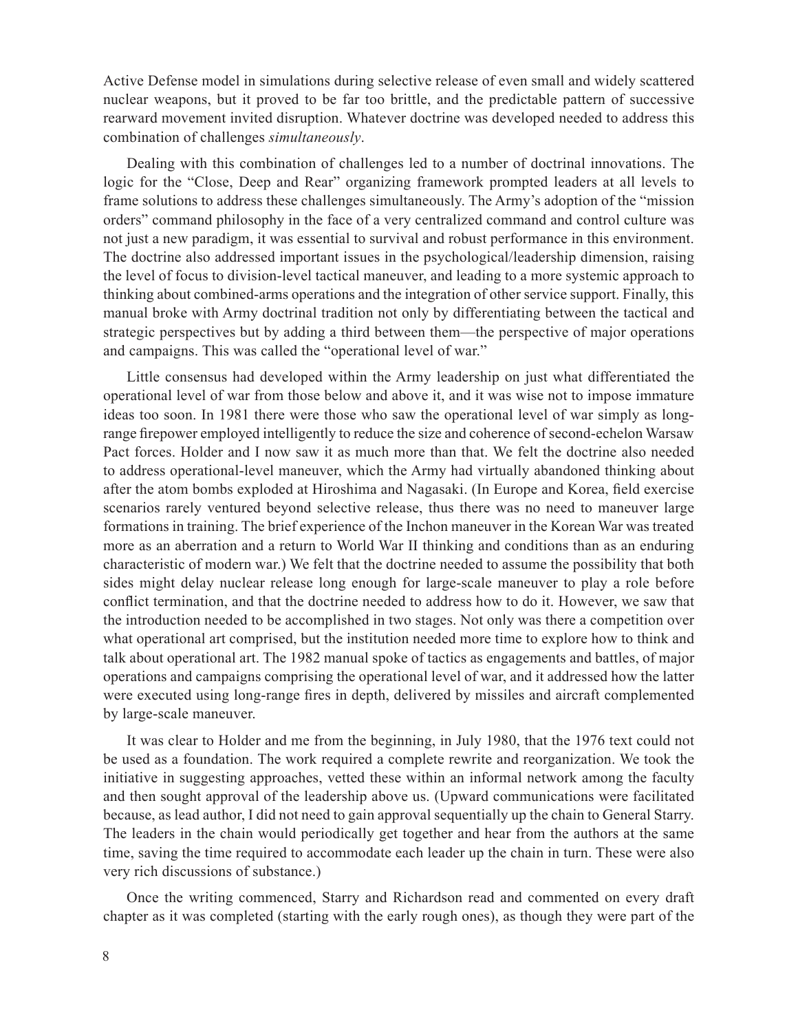Active Defense model in simulations during selective release of even small and widely scattered nuclear weapons, but it proved to be far too brittle, and the predictable pattern of successive rearward movement invited disruption. Whatever doctrine was developed needed to address this combination of challenges *simultaneously*.

Dealing with this combination of challenges led to a number of doctrinal innovations. The logic for the "Close, Deep and Rear" organizing framework prompted leaders at all levels to frame solutions to address these challenges simultaneously. The Army's adoption of the "mission orders" command philosophy in the face of a very centralized command and control culture was not just a new paradigm, it was essential to survival and robust performance in this environment. The doctrine also addressed important issues in the psychological/leadership dimension, raising the level of focus to division-level tactical maneuver, and leading to a more systemic approach to thinking about combined-arms operations and the integration of other service support. Finally, this manual broke with Army doctrinal tradition not only by differentiating between the tactical and strategic perspectives but by adding a third between them—the perspective of major operations and campaigns. This was called the "operational level of war."

Little consensus had developed within the Army leadership on just what differentiated the operational level of war from those below and above it, and it was wise not to impose immature ideas too soon. In 1981 there were those who saw the operational level of war simply as long-range firepower employed intelligently to reduce the size and coherence of second-echelon Warsaw Pact forces. Holder and I now saw it as much more than that. We felt the doctrine also needed to address operational-level maneuver, which the Army had virtually abandoned thinking about after the atom bombs exploded at Hiroshima and Nagasaki. (In Europe and Korea, field exercise scenarios rarely ventured beyond selective release, thus there was no need to maneuver large formations in training. The brief experience of the Inchon maneuver in the Korean War was treated more as an aberration and a return to World War II thinking and conditions than as an enduring characteristic of modern war.) We felt that the doctrine needed to assume the possibility that both sides might delay nuclear release long enough for large-scale maneuver to play a role before conflict termination, and that the doctrine needed to address how to do it. However, we saw that the introduction needed to be accomplished in two stages. Not only was there a competition over what operational art comprised, but the institution needed more time to explore how to think and talk about operational art. The 1982 manual spoke of tactics as engagements and battles, of major operations and campaigns comprising the operational level of war, and it addressed how the latter were executed using long-range fires in depth, delivered by missiles and aircraft complemented by large-scale maneuver.

It was clear to Holder and me from the beginning, in July 1980, that the 1976 text could not be used as a foundation. The work required a complete rewrite and reorganization. We took the initiative in suggesting approaches, vetted these within an informal network among the faculty and then sought approval of the leadership above us. (Upward communications were facilitated because, as lead author, I did not need to gain approval sequentially up the chain to General Starry. The leaders in the chain would periodically get together and hear from the authors at the same time, saving the time required to accommodate each leader up the chain in turn. These were also very rich discussions of substance.)

Once the writing commenced, Starry and Richardson read and commented on every draft chapter as it was completed (starting with the early rough ones), as though they were part of the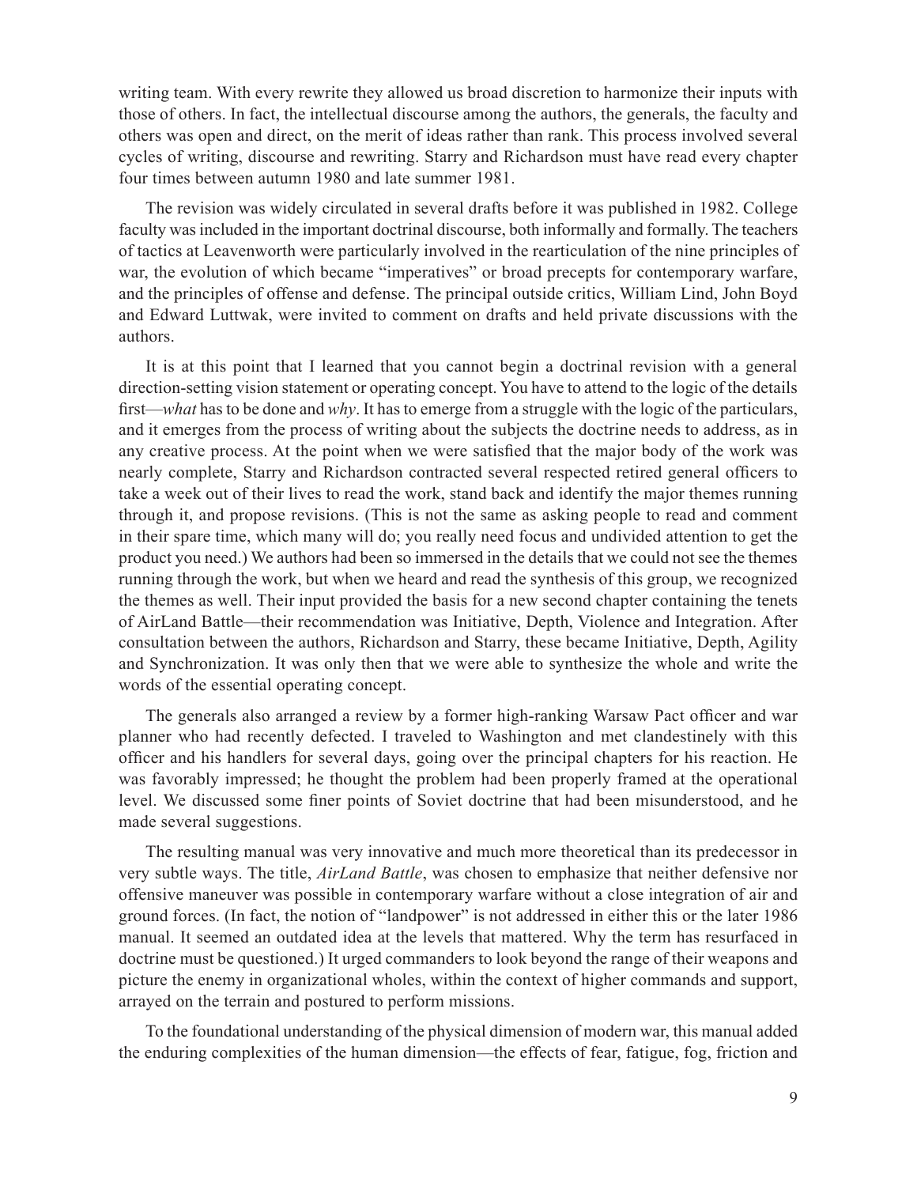writing team. With every rewrite they allowed us broad discretion to harmonize their inputs with those of others. In fact, the intellectual discourse among the authors, the generals, the faculty and others was open and direct, on the merit of ideas rather than rank. This process involved several cycles of writing, discourse and rewriting. Starry and Richardson must have read every chapter four times between autumn 1980 and late summer 1981.

The revision was widely circulated in several drafts before it was published in 1982. College faculty was included in the important doctrinal discourse, both informally and formally. The teachers of tactics at Leavenworth were particularly involved in the rearticulation of the nine principles of war, the evolution of which became "imperatives" or broad precepts for contemporary warfare, and the principles of offense and defense. The principal outside critics, William Lind, John Boyd and Edward Luttwak, were invited to comment on drafts and held private discussions with the authors.

It is at this point that I learned that you cannot begin a doctrinal revision with a general direction-setting vision statement or operating concept. You have to attend to the logic of the details first—*what* has to be done and *why*. It has to emerge from a struggle with the logic of the particulars, and it emerges from the process of writing about the subjects the doctrine needs to address, as in any creative process. At the point when we were satisfied that the major body of the work was nearly complete, Starry and Richardson contracted several respected retired general officers to take a week out of their lives to read the work, stand back and identify the major themes running through it, and propose revisions. (This is not the same as asking people to read and comment in their spare time, which many will do; you really need focus and undivided attention to get the product you need.) We authors had been so immersed in the details that we could not see the themes running through the work, but when we heard and read the synthesis of this group, we recognized the themes as well. Their input provided the basis for a new second chapter containing the tenets of AirLand Battle—their recommendation was Initiative, Depth, Violence and Integration. After consultation between the authors, Richardson and Starry, these became Initiative, Depth, Agility and Synchronization. It was only then that we were able to synthesize the whole and write the words of the essential operating concept.

The generals also arranged a review by a former high-ranking Warsaw Pact officer and war planner who had recently defected. I traveled to Washington and met clandestinely with this officer and his handlers for several days, going over the principal chapters for his reaction. He was favorably impressed; he thought the problem had been properly framed at the operational level. We discussed some finer points of Soviet doctrine that had been misunderstood, and he made several suggestions.

The resulting manual was very innovative and much more theoretical than its predecessor in very subtle ways. The title, *AirLand Battle*, was chosen to emphasize that neither defensive nor offensive maneuver was possible in contemporary warfare without a close integration of air and ground forces. (In fact, the notion of "landpower" is not addressed in either this or the later 1986 manual. It seemed an outdated idea at the levels that mattered. Why the term has resurfaced in doctrine must be questioned.) It urged commanders to look beyond the range of their weapons and picture the enemy in organizational wholes, within the context of higher commands and support, arrayed on the terrain and postured to perform missions.

To the foundational understanding of the physical dimension of modern war, this manual added the enduring complexities of the human dimension—the effects of fear, fatigue, fog, friction and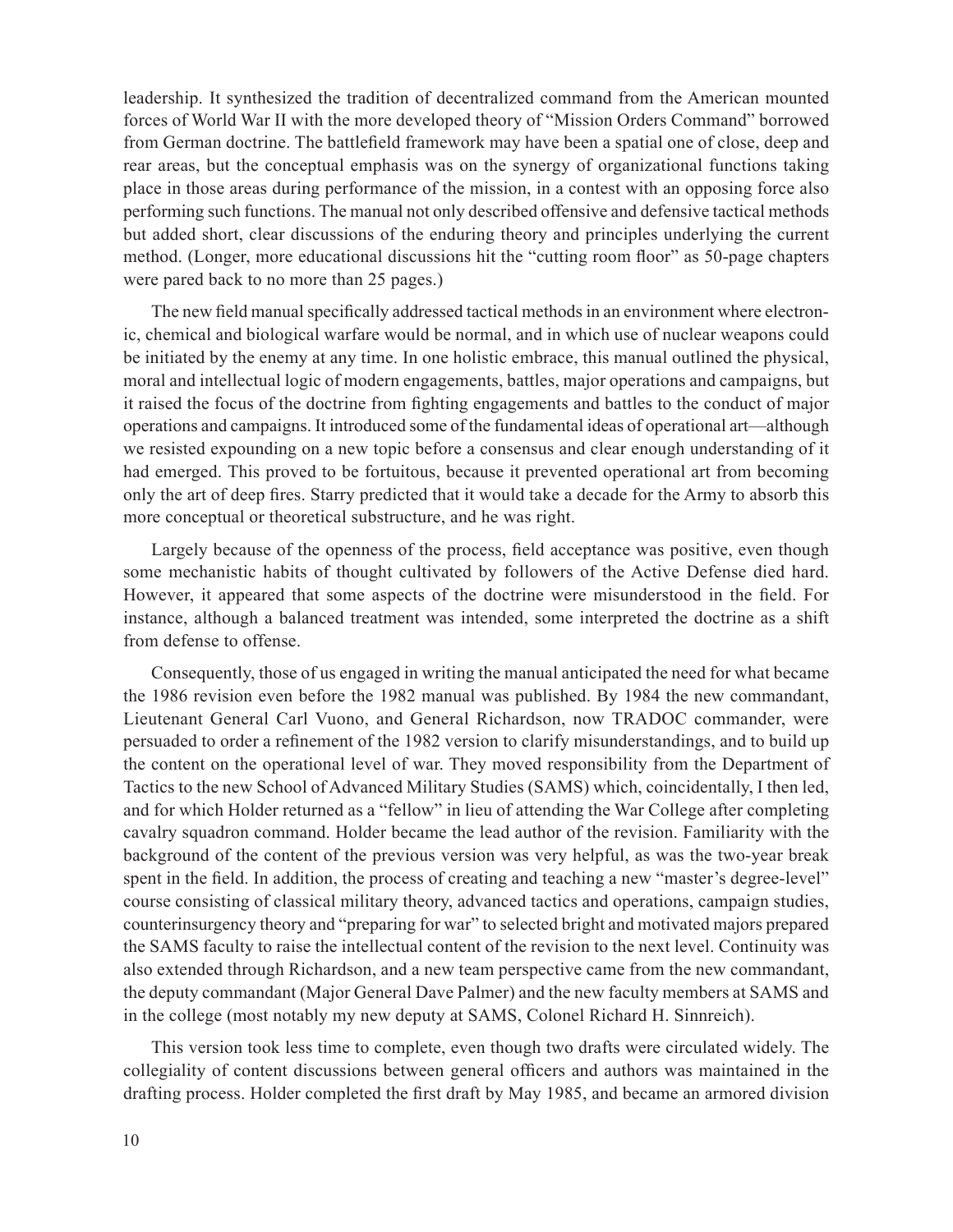leadership. It synthesized the tradition of decentralized command from the American mounted forces of World War II with the more developed theory of "Mission Orders Command" borrowed from German doctrine. The battlefield framework may have been a spatial one of close, deep and rear areas, but the conceptual emphasis was on the synergy of organizational functions taking place in those areas during performance of the mission, in a contest with an opposing force also performing such functions. The manual not only described offensive and defensive tactical methods but added short, clear discussions of the enduring theory and principles underlying the current method. (Longer, more educational discussions hit the "cutting room floor" as 50-page chapters were pared back to no more than 25 pages.)

The new field manual specifically addressed tactical methods in an environment where electronic, chemical and biological warfare would be normal, and in which use of nuclear weapons could be initiated by the enemy at any time. In one holistic embrace, this manual outlined the physical, moral and intellectual logic of modern engagements, battles, major operations and campaigns, but it raised the focus of the doctrine from fighting engagements and battles to the conduct of major operations and campaigns. It introduced some of the fundamental ideas of operational art—although we resisted expounding on a new topic before a consensus and clear enough understanding of it had emerged. This proved to be fortuitous, because it prevented operational art from becoming only the art of deep fires. Starry predicted that it would take a decade for the Army to absorb this more conceptual or theoretical substructure, and he was right.

Largely because of the openness of the process, field acceptance was positive, even though some mechanistic habits of thought cultivated by followers of the Active Defense died hard. However, it appeared that some aspects of the doctrine were misunderstood in the field. For instance, although a balanced treatment was intended, some interpreted the doctrine as a shift from defense to offense.

Consequently, those of us engaged in writing the manual anticipated the need for what became the 1986 revision even before the 1982 manual was published. By 1984 the new commandant, Lieutenant General Carl Vuono, and General Richardson, now TRADOC commander, were persuaded to order a refinement of the 1982 version to clarify misunderstandings, and to build up the content on the operational level of war. They moved responsibility from the Department of Tactics to the new School of Advanced Military Studies (SAMS) which, coincidentally, I then led, and for which Holder returned as a "fellow" in lieu of attending the War College after completing cavalry squadron command. Holder became the lead author of the revision. Familiarity with the background of the content of the previous version was very helpful, as was the two-year break spent in the field. In addition, the process of creating and teaching a new "master's degree-level" course consisting of classical military theory, advanced tactics and operations, campaign studies, counterinsurgency theory and "preparing for war" to selected bright and motivated majors prepared the SAMS faculty to raise the intellectual content of the revision to the next level. Continuity was also extended through Richardson, and a new team perspective came from the new commandant, the deputy commandant (Major General Dave Palmer) and the new faculty members at SAMS and in the college (most notably my new deputy at SAMS, Colonel Richard H. Sinnreich).

This version took less time to complete, even though two drafts were circulated widely. The collegiality of content discussions between general officers and authors was maintained in the drafting process. Holder completed the first draft by May 1985, and became an armored division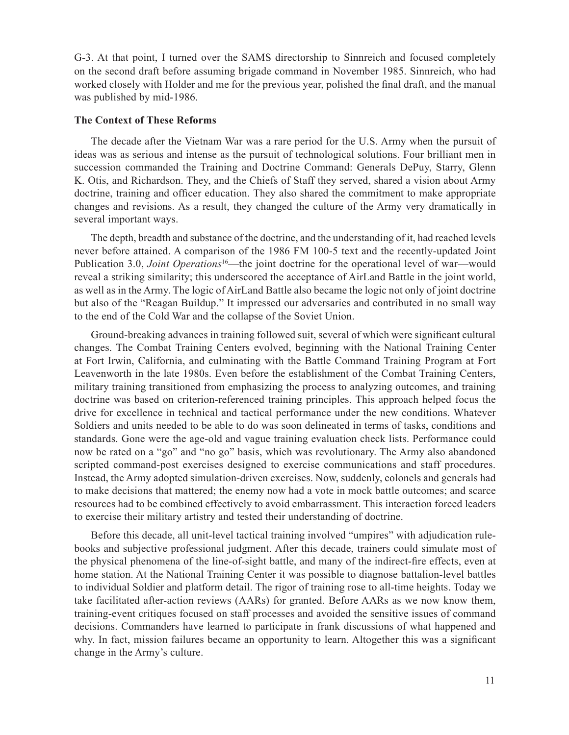G-3. At that point, I turned over the SAMS directorship to Sinnreich and focused completely on the second draft before assuming brigade command in November 1985. Sinnreich, who had worked closely with Holder and me for the previous year, polished the final draft, and the manual was published by mid-1986.

**The Context of These Reforms**

The decade after the Vietnam War was a rare period for the U.S. Army when the pursuit of ideas was as serious and intense as the pursuit of technological solutions. Four brilliant men in succession commanded the Training and Doctrine Command: Generals DePuy, Starry, Glenn K. Otis, and Richardson. They, and the Chiefs of Staff they served, shared a vision about Army doctrine, training and officer education. They also shared the commitment to make appropriate changes and revisions. As a result, they changed the culture of the Army very dramatically in several important ways.

The depth, breadth and substance of the doctrine, and the understanding of it, had reached levels never before attained. A comparison of the 1986 FM 100-5 text and the recently-updated Joint Publication 3.0, *Joint Operations*[16]—the joint doctrine for the operational level of war—would reveal a striking similarity; this underscored the acceptance of AirLand Battle in the joint world, as well as in the Army. The logic of AirLand Battle also became the logic not only of joint doctrine but also of the "Reagan Buildup." It impressed our adversaries and contributed in no small way to the end of the Cold War and the collapse of the Soviet Union.

Ground-breaking advances in training followed suit, several of which were significant cultural changes. The Combat Training Centers evolved, beginning with the National Training Center at Fort Irwin, California, and culminating with the Battle Command Training Program at Fort Leavenworth in the late 1980s. Even before the establishment of the Combat Training Centers, military training transitioned from emphasizing the process to analyzing outcomes, and training doctrine was based on criterion-referenced training principles. This approach helped focus the drive for excellence in technical and tactical performance under the new conditions. Whatever Soldiers and units needed to be able to do was soon delineated in terms of tasks, conditions and standards. Gone were the age-old and vague training evaluation check lists. Performance could now be rated on a "go" and "no go" basis, which was revolutionary. The Army also abandoned scripted command-post exercises designed to exercise communications and staff procedures. Instead, the Army adopted simulation-driven exercises. Now, suddenly, colonels and generals had to make decisions that mattered; the enemy now had a vote in mock battle outcomes; and scarce resources had to be combined effectively to avoid embarrassment. This interaction forced leaders to exercise their military artistry and tested their understanding of doctrine.

Before this decade, all unit-level tactical training involved "umpires" with adjudication rule-books and subjective professional judgment. After this decade, trainers could simulate most of the physical phenomena of the line-of-sight battle, and many of the indirect-fire effects, even at home station. At the National Training Center it was possible to diagnose battalion-level battles to individual Soldier and platform detail. The rigor of training rose to all-time heights. Today we take facilitated after-action reviews (AARs) for granted. Before AARs as we now know them, training-event critiques focused on staff processes and avoided the sensitive issues of command decisions. Commanders have learned to participate in frank discussions of what happened and why. In fact, mission failures became an opportunity to learn. Altogether this was a significant change in the Army's culture.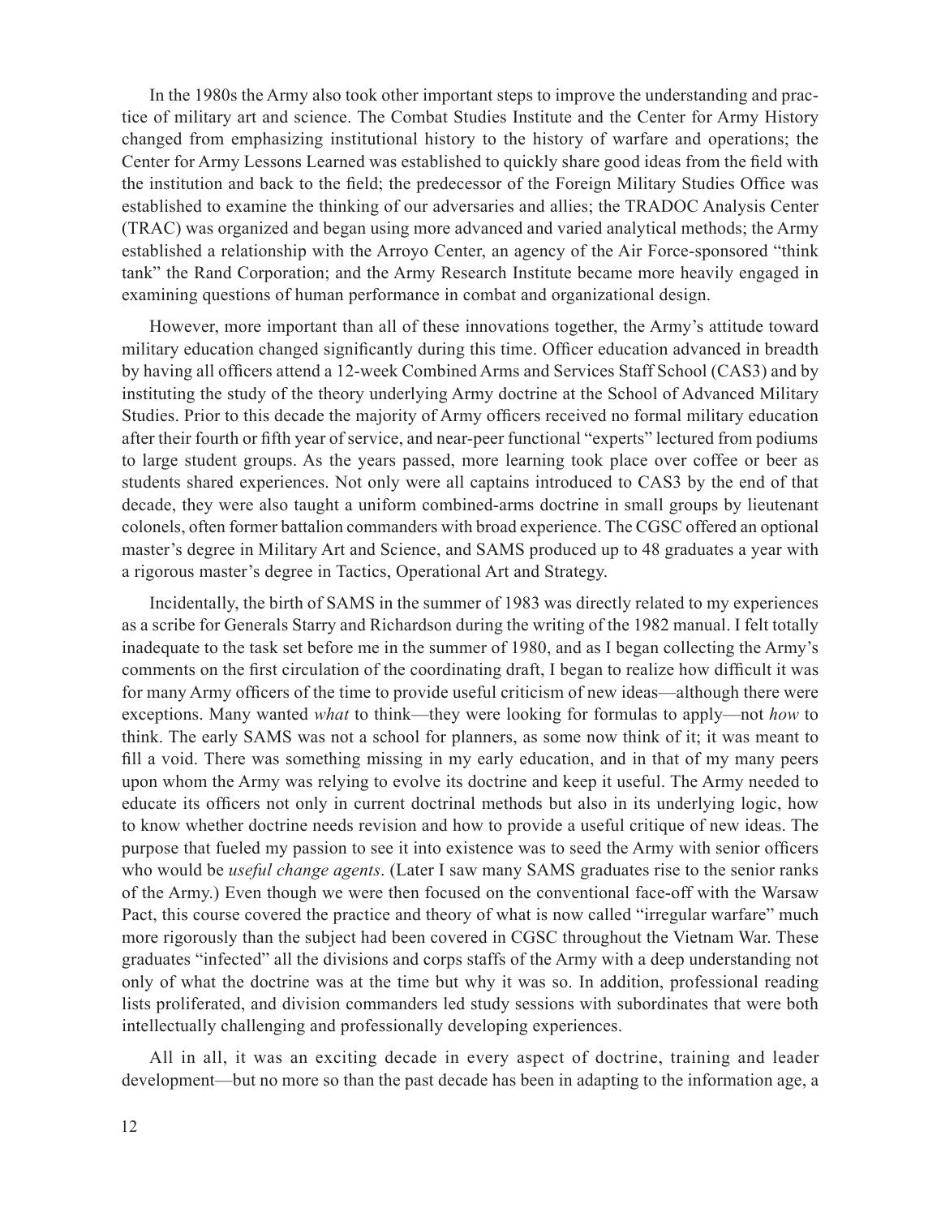In the 1980s the Army also took other important steps to improve the understanding and practice of military art and science. The Combat Studies Institute and the Center for Army History changed from emphasizing institutional history to the history of warfare and operations; the Center for Army Lessons Learned was established to quickly share good ideas from the field with the institution and back to the field; the predecessor of the Foreign Military Studies Office was established to examine the thinking of our adversaries and allies; the TRADOC Analysis Center (TRAC) was organized and began using more advanced and varied analytical methods; the Army established a relationship with the Arroyo Center, an agency of the Air Force-sponsored "think tank" the Rand Corporation; and the Army Research Institute became more heavily engaged in examining questions of human performance in combat and organizational design.

However, more important than all of these innovations together, the Army's attitude toward military education changed significantly during this time. Officer education advanced in breadth by having all officers attend a 12-week Combined Arms and Services Staff School (CAS3) and by instituting the study of the theory underlying Army doctrine at the School of Advanced Military Studies. Prior to this decade the majority of Army officers received no formal military education after their fourth or fifth year of service, and near-peer functional "experts" lectured from podiums to large student groups. As the years passed, more learning took place over coffee or beer as students shared experiences. Not only were all captains introduced to CAS3 by the end of that decade, they were also taught a uniform combined-arms doctrine in small groups by lieutenant colonels, often former battalion commanders with broad experience. The CGSC offered an optional master's degree in Military Art and Science, and SAMS produced up to 48 graduates a year with a rigorous master's degree in Tactics, Operational Art and Strategy.

Incidentally, the birth of SAMS in the summer of 1983 was directly related to my experiences as a scribe for Generals Starry and Richardson during the writing of the 1982 manual. I felt totally inadequate to the task set before me in the summer of 1980, and as I began collecting the Army's comments on the first circulation of the coordinating draft, I began to realize how difficult it was for many Army officers of the time to provide useful criticism of new ideas—although there were exceptions. Many wanted *what* to think—they were looking for formulas to apply—not *how* to think. The early SAMS was not a school for planners, as some now think of it; it was meant to fill a void. There was something missing in my early education, and in that of my many peers upon whom the Army was relying to evolve its doctrine and keep it useful. The Army needed to educate its officers not only in current doctrinal methods but also in its underlying logic, how to know whether doctrine needs revision and how to provide a useful critique of new ideas. The purpose that fueled my passion to see it into existence was to seed the Army with senior officers who would be *useful change agents*. (Later I saw many SAMS graduates rise to the senior ranks of the Army.) Even though we were then focused on the conventional face-off with the Warsaw Pact, this course covered the practice and theory of what is now called "irregular warfare" much more rigorously than the subject had been covered in CGSC throughout the Vietnam War. These graduates "infected" all the divisions and corps staffs of the Army with a deep understanding not only of what the doctrine was at the time but why it was so. In addition, professional reading lists proliferated, and division commanders led study sessions with subordinates that were both intellectually challenging and professionally developing experiences.

All in all, it was an exciting decade in every aspect of doctrine, training and leader development—but no more so than the past decade has been in adapting to the information age, a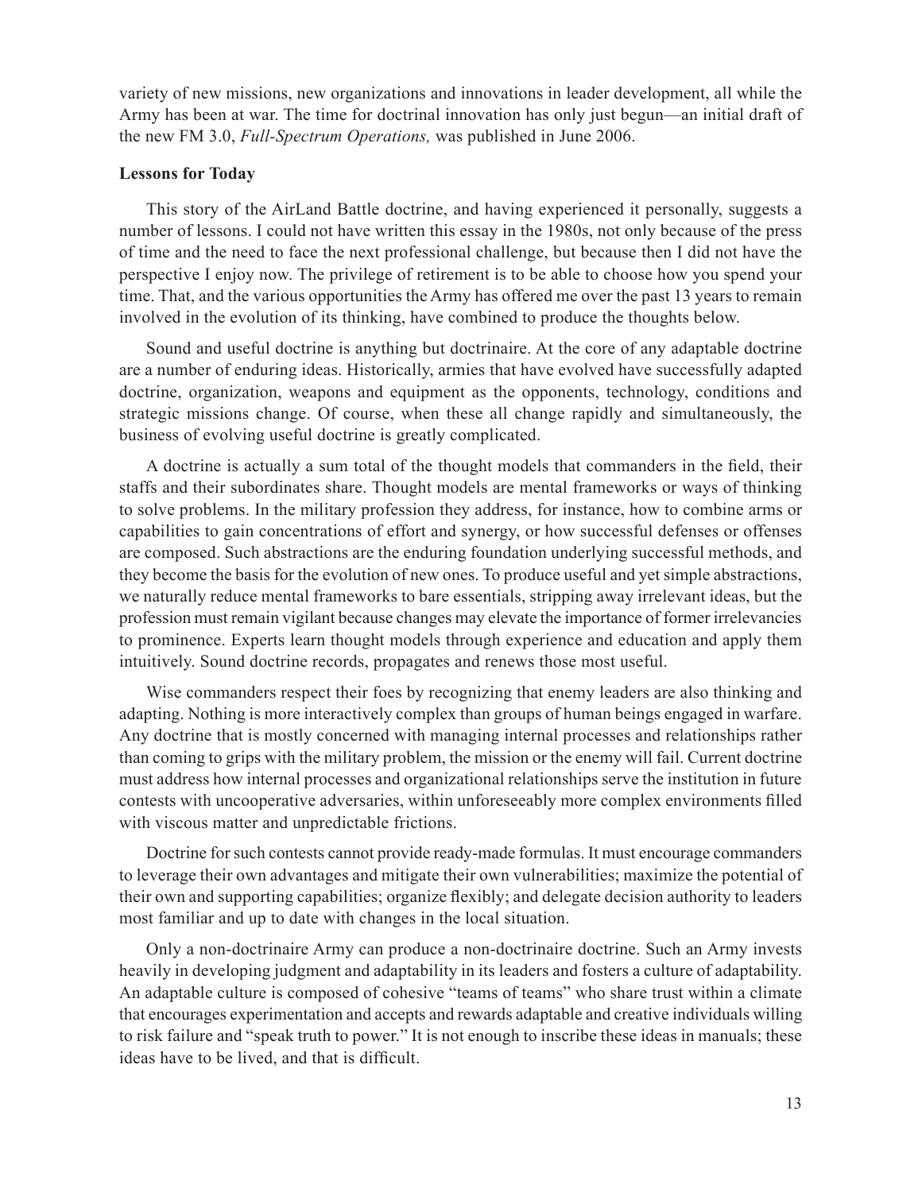variety of new missions, new organizations and innovations in leader development, all while the Army has been at war. The time for doctrinal innovation has only just begun—an initial draft of the new FM 3.0, *Full-Spectrum Operations,* was published in June 2006.

**Lessons for Today**

This story of the AirLand Battle doctrine, and having experienced it personally, suggests a number of lessons. I could not have written this essay in the 1980s, not only because of the press of time and the need to face the next professional challenge, but because then I did not have the perspective I enjoy now. The privilege of retirement is to be able to choose how you spend your time. That, and the various opportunities the Army has offered me over the past 13 years to remain involved in the evolution of its thinking, have combined to produce the thoughts below.

Sound and useful doctrine is anything but doctrinaire. At the core of any adaptable doctrine are a number of enduring ideas. Historically, armies that have evolved have successfully adapted doctrine, organization, weapons and equipment as the opponents, technology, conditions and strategic missions change. Of course, when these all change rapidly and simultaneously, the business of evolving useful doctrine is greatly complicated.

A doctrine is actually a sum total of the thought models that commanders in the field, their staffs and their subordinates share. Thought models are mental frameworks or ways of thinking to solve problems. In the military profession they address, for instance, how to combine arms or capabilities to gain concentrations of effort and synergy, or how successful defenses or offenses are composed. Such abstractions are the enduring foundation underlying successful methods, and they become the basis for the evolution of new ones. To produce useful and yet simple abstractions, we naturally reduce mental frameworks to bare essentials, stripping away irrelevant ideas, but the profession must remain vigilant because changes may elevate the importance of former irrelevancies to prominence. Experts learn thought models through experience and education and apply them intuitively. Sound doctrine records, propagates and renews those most useful.

Wise commanders respect their foes by recognizing that enemy leaders are also thinking and adapting. Nothing is more interactively complex than groups of human beings engaged in warfare. Any doctrine that is mostly concerned with managing internal processes and relationships rather than coming to grips with the military problem, the mission or the enemy will fail. Current doctrine must address how internal processes and organizational relationships serve the institution in future contests with uncooperative adversaries, within unforeseeably more complex environments filled with viscous matter and unpredictable frictions.

Doctrine for such contests cannot provide ready-made formulas. It must encourage commanders to leverage their own advantages and mitigate their own vulnerabilities; maximize the potential of their own and supporting capabilities; organize flexibly; and delegate decision authority to leaders most familiar and up to date with changes in the local situation.

Only a non-doctrinaire Army can produce a non-doctrinaire doctrine. Such an Army invests heavily in developing judgment and adaptability in its leaders and fosters a culture of adaptability. An adaptable culture is composed of cohesive "teams of teams" who share trust within a climate that encourages experimentation and accepts and rewards adaptable and creative individuals willing to risk failure and "speak truth to power." It is not enough to inscribe these ideas in manuals; these ideas have to be lived, and that is difficult.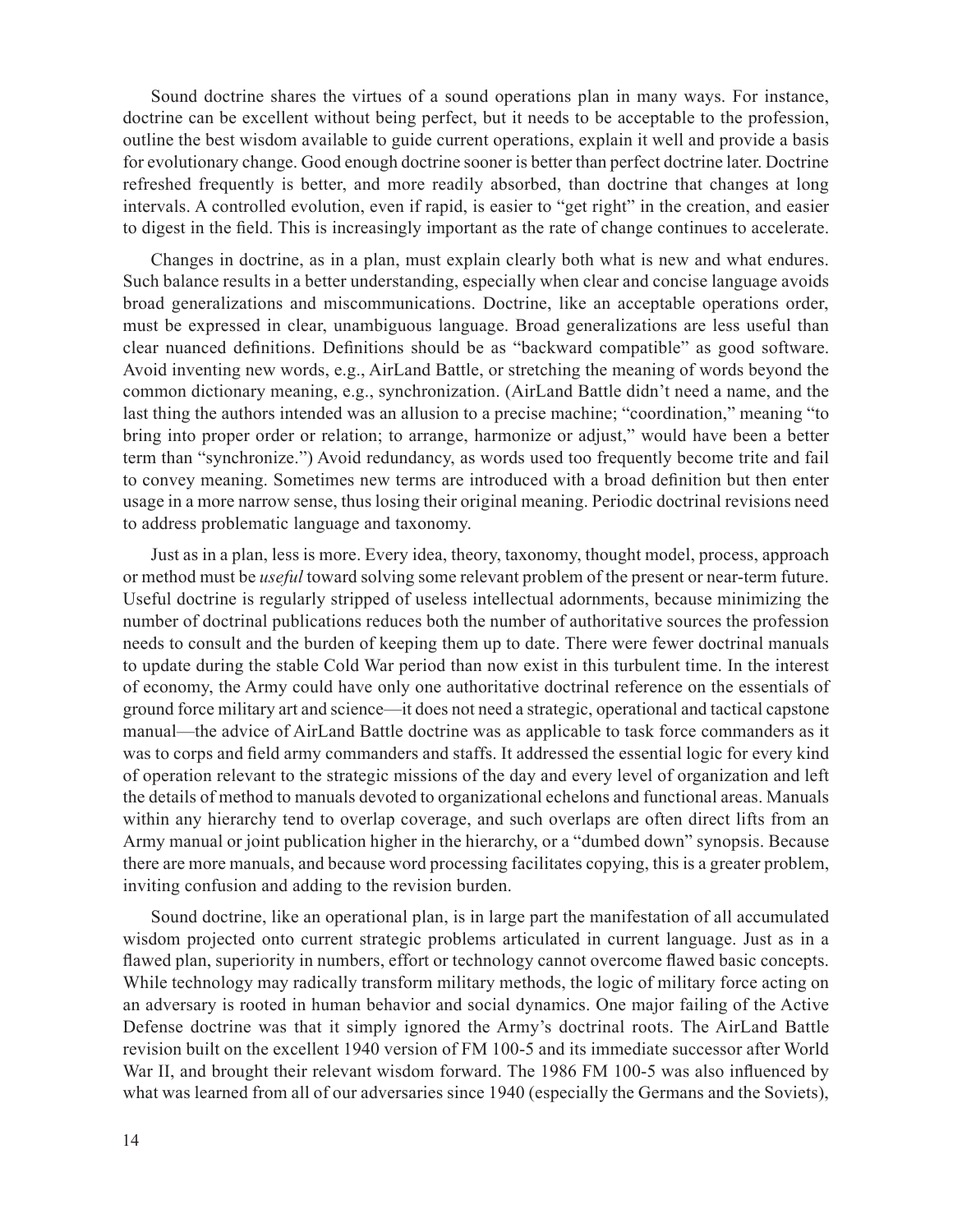Sound doctrine shares the virtues of a sound operations plan in many ways. For instance, doctrine can be excellent without being perfect, but it needs to be acceptable to the profession, outline the best wisdom available to guide current operations, explain it well and provide a basis for evolutionary change. Good enough doctrine sooner is better than perfect doctrine later. Doctrine refreshed frequently is better, and more readily absorbed, than doctrine that changes at long intervals. A controlled evolution, even if rapid, is easier to "get right" in the creation, and easier to digest in the field. This is increasingly important as the rate of change continues to accelerate.

Changes in doctrine, as in a plan, must explain clearly both what is new and what endures. Such balance results in a better understanding, especially when clear and concise language avoids broad generalizations and miscommunications. Doctrine, like an acceptable operations order, must be expressed in clear, unambiguous language. Broad generalizations are less useful than clear nuanced definitions. Definitions should be as "backward compatible" as good software. Avoid inventing new words, e.g., AirLand Battle, or stretching the meaning of words beyond the common dictionary meaning, e.g., synchronization. (AirLand Battle didn't need a name, and the last thing the authors intended was an allusion to a precise machine; "coordination," meaning "to bring into proper order or relation; to arrange, harmonize or adjust," would have been a better term than "synchronize.") Avoid redundancy, as words used too frequently become trite and fail to convey meaning. Sometimes new terms are introduced with a broad definition but then enter usage in a more narrow sense, thus losing their original meaning. Periodic doctrinal revisions need to address problematic language and taxonomy.

Just as in a plan, less is more. Every idea, theory, taxonomy, thought model, process, approach or method must be *useful* toward solving some relevant problem of the present or near-term future. Useful doctrine is regularly stripped of useless intellectual adornments, because minimizing the number of doctrinal publications reduces both the number of authoritative sources the profession needs to consult and the burden of keeping them up to date. There were fewer doctrinal manuals to update during the stable Cold War period than now exist in this turbulent time. In the interest of economy, the Army could have only one authoritative doctrinal reference on the essentials of ground force military art and science—it does not need a strategic, operational and tactical capstone manual—the advice of AirLand Battle doctrine was as applicable to task force commanders as it was to corps and field army commanders and staffs. It addressed the essential logic for every kind of operation relevant to the strategic missions of the day and every level of organization and left the details of method to manuals devoted to organizational echelons and functional areas. Manuals within any hierarchy tend to overlap coverage, and such overlaps are often direct lifts from an Army manual or joint publication higher in the hierarchy, or a "dumbed down" synopsis. Because there are more manuals, and because word processing facilitates copying, this is a greater problem, inviting confusion and adding to the revision burden.

Sound doctrine, like an operational plan, is in large part the manifestation of all accumulated wisdom projected onto current strategic problems articulated in current language. Just as in a flawed plan, superiority in numbers, effort or technology cannot overcome flawed basic concepts. While technology may radically transform military methods, the logic of military force acting on an adversary is rooted in human behavior and social dynamics. One major failing of the Active Defense doctrine was that it simply ignored the Army's doctrinal roots. The AirLand Battle revision built on the excellent 1940 version of FM 100-5 and its immediate successor after World War II, and brought their relevant wisdom forward. The 1986 FM 100-5 was also influenced by what was learned from all of our adversaries since 1940 (especially the Germans and the Soviets),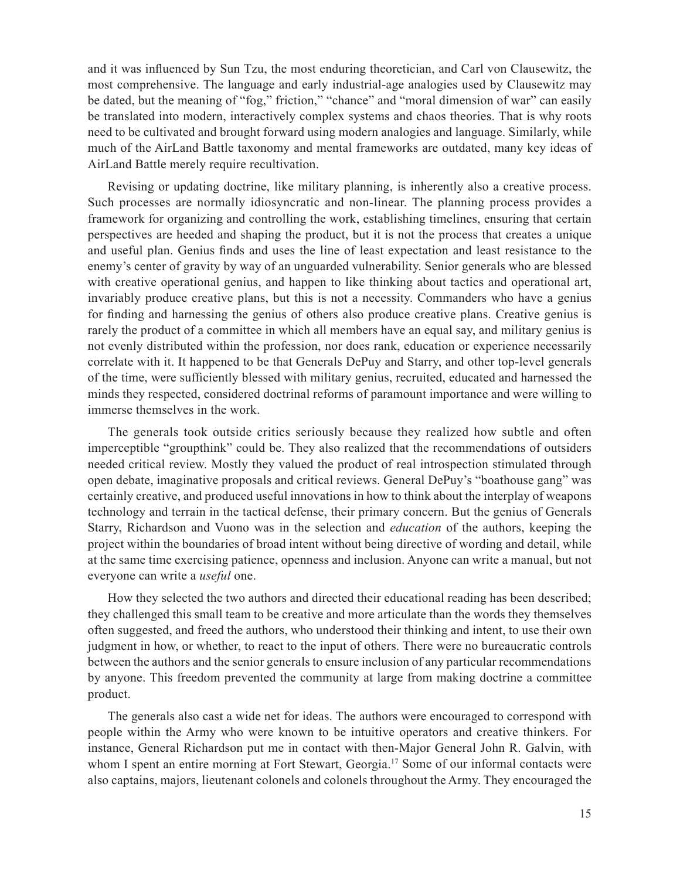and it was influenced by Sun Tzu, the most enduring theoretician, and Carl von Clausewitz, the most comprehensive. The language and early industrial-age analogies used by Clausewitz may be dated, but the meaning of "fog," friction," "chance" and "moral dimension of war" can easily be translated into modern, interactively complex systems and chaos theories. That is why roots need to be cultivated and brought forward using modern analogies and language. Similarly, while much of the AirLand Battle taxonomy and mental frameworks are outdated, many key ideas of AirLand Battle merely require recultivation.

Revising or updating doctrine, like military planning, is inherently also a creative process. Such processes are normally idiosyncratic and non-linear. The planning process provides a framework for organizing and controlling the work, establishing timelines, ensuring that certain perspectives are heeded and shaping the product, but it is not the process that creates a unique and useful plan. Genius finds and uses the line of least expectation and least resistance to the enemy's center of gravity by way of an unguarded vulnerability. Senior generals who are blessed with creative operational genius, and happen to like thinking about tactics and operational art, invariably produce creative plans, but this is not a necessity. Commanders who have a genius for finding and harnessing the genius of others also produce creative plans. Creative genius is rarely the product of a committee in which all members have an equal say, and military genius is not evenly distributed within the profession, nor does rank, education or experience necessarily correlate with it. It happened to be that Generals DePuy and Starry, and other top-level generals of the time, were sufficiently blessed with military genius, recruited, educated and harnessed the minds they respected, considered doctrinal reforms of paramount importance and were willing to immerse themselves in the work.

The generals took outside critics seriously because they realized how subtle and often imperceptible "groupthink" could be. They also realized that the recommendations of outsiders needed critical review. Mostly they valued the product of real introspection stimulated through open debate, imaginative proposals and critical reviews. General DePuy's "boathouse gang" was certainly creative, and produced useful innovations in how to think about the interplay of weapons technology and terrain in the tactical defense, their primary concern. But the genius of Generals Starry, Richardson and Vuono was in the selection and *education* of the authors, keeping the project within the boundaries of broad intent without being directive of wording and detail, while at the same time exercising patience, openness and inclusion. Anyone can write a manual, but not everyone can write a *useful* one.

How they selected the two authors and directed their educational reading has been described; they challenged this small team to be creative and more articulate than the words they themselves often suggested, and freed the authors, who understood their thinking and intent, to use their own judgment in how, or whether, to react to the input of others. There were no bureaucratic controls between the authors and the senior generals to ensure inclusion of any particular recommendations by anyone. This freedom prevented the community at large from making doctrine a committee product.

The generals also cast a wide net for ideas. The authors were encouraged to correspond with people within the Army who were known to be intuitive operators and creative thinkers. For instance, General Richardson put me in contact with then-Major General John R. Galvin, with whom I spent an entire morning at Fort Stewart, Georgia.[17] Some of our informal contacts were also captains, majors, lieutenant colonels and colonels throughout the Army. They encouraged the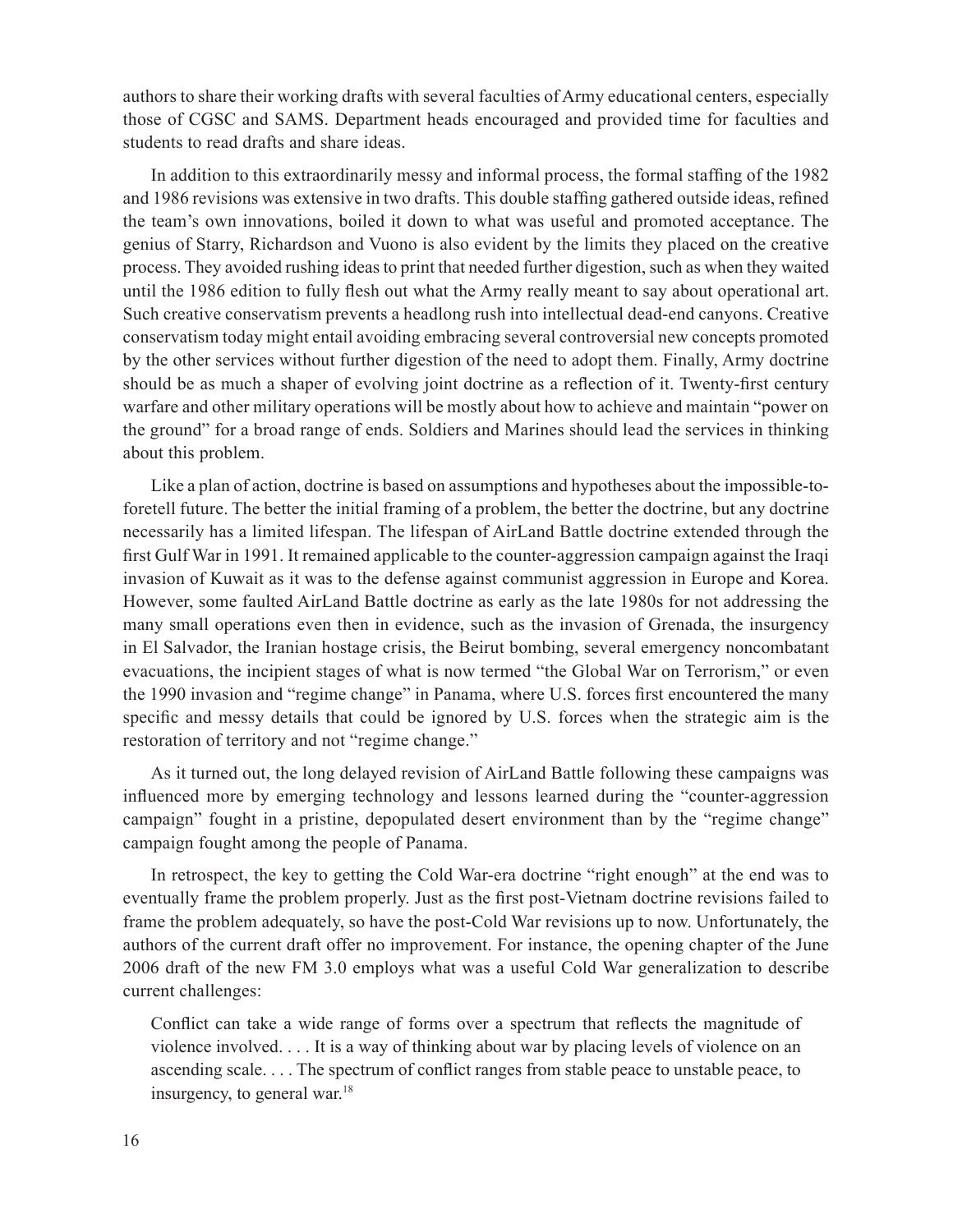authors to share their working drafts with several faculties of Army educational centers, especially those of CGSC and SAMS. Department heads encouraged and provided time for faculties and students to read drafts and share ideas.

In addition to this extraordinarily messy and informal process, the formal staffing of the 1982 and 1986 revisions was extensive in two drafts. This double staffing gathered outside ideas, refined the team's own innovations, boiled it down to what was useful and promoted acceptance. The genius of Starry, Richardson and Vuono is also evident by the limits they placed on the creative process. They avoided rushing ideas to print that needed further digestion, such as when they waited until the 1986 edition to fully flesh out what the Army really meant to say about operational art. Such creative conservatism prevents a headlong rush into intellectual dead-end canyons. Creative conservatism today might entail avoiding embracing several controversial new concepts promoted by the other services without further digestion of the need to adopt them. Finally, Army doctrine should be as much a shaper of evolving joint doctrine as a reflection of it. Twenty-first century warfare and other military operations will be mostly about how to achieve and maintain "power on the ground" for a broad range of ends. Soldiers and Marines should lead the services in thinking about this problem.

Like a plan of action, doctrine is based on assumptions and hypotheses about the impossible-to-foretell future. The better the initial framing of a problem, the better the doctrine, but any doctrine necessarily has a limited lifespan. The lifespan of AirLand Battle doctrine extended through the first Gulf War in 1991. It remained applicable to the counter-aggression campaign against the Iraqi invasion of Kuwait as it was to the defense against communist aggression in Europe and Korea. However, some faulted AirLand Battle doctrine as early as the late 1980s for not addressing the many small operations even then in evidence, such as the invasion of Grenada, the insurgency in El Salvador, the Iranian hostage crisis, the Beirut bombing, several emergency noncombatant evacuations, the incipient stages of what is now termed "the Global War on Terrorism," or even the 1990 invasion and "regime change" in Panama, where U.S. forces first encountered the many specific and messy details that could be ignored by U.S. forces when the strategic aim is the restoration of territory and not "regime change."

As it turned out, the long delayed revision of AirLand Battle following these campaigns was influenced more by emerging technology and lessons learned during the "counter-aggression campaign" fought in a pristine, depopulated desert environment than by the "regime change" campaign fought among the people of Panama.

In retrospect, the key to getting the Cold War-era doctrine "right enough" at the end was to eventually frame the problem properly. Just as the first post-Vietnam doctrine revisions failed to frame the problem adequately, so have the post-Cold War revisions up to now. Unfortunately, the authors of the current draft offer no improvement. For instance, the opening chapter of the June 2006 draft of the new FM 3.0 employs what was a useful Cold War generalization to describe current challenges:

> Conflict can take a wide range of forms over a spectrum that reflects the magnitude of violence involved. . . . It is a way of thinking about war by placing levels of violence on an ascending scale. . . . The spectrum of conflict ranges from stable peace to unstable peace, to insurgency, to general war.[18]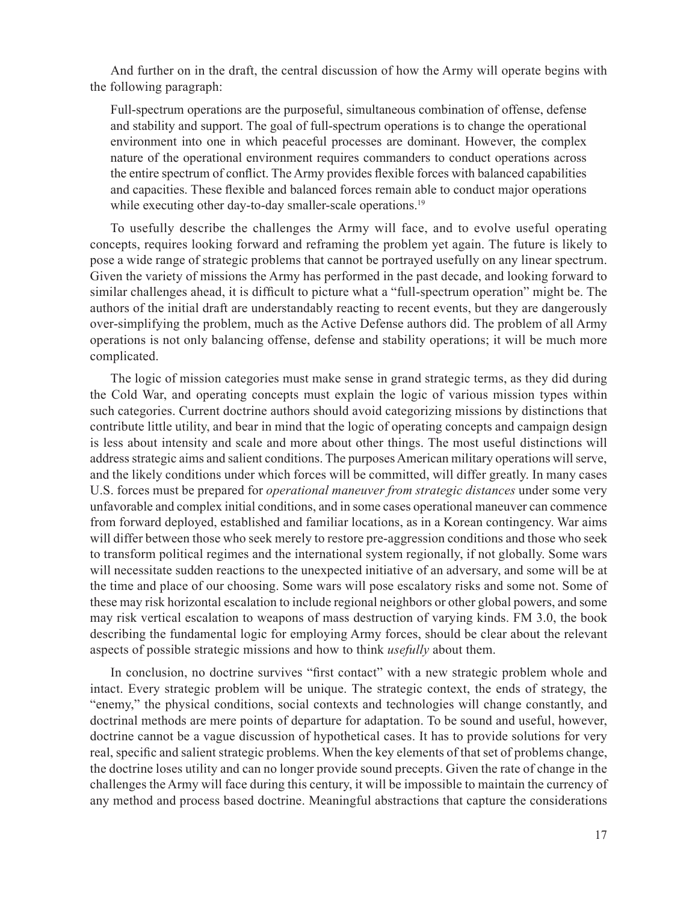And further on in the draft, the central discussion of how the Army will operate begins with the following paragraph:

> Full-spectrum operations are the purposeful, simultaneous combination of offense, defense and stability and support. The goal of full-spectrum operations is to change the operational environment into one in which peaceful processes are dominant. However, the complex nature of the operational environment requires commanders to conduct operations across the entire spectrum of conflict. The Army provides flexible forces with balanced capabilities and capacities. These flexible and balanced forces remain able to conduct major operations while executing other day-to-day smaller-scale operations.[19]

To usefully describe the challenges the Army will face, and to evolve useful operating concepts, requires looking forward and reframing the problem yet again. The future is likely to pose a wide range of strategic problems that cannot be portrayed usefully on any linear spectrum. Given the variety of missions the Army has performed in the past decade, and looking forward to similar challenges ahead, it is difficult to picture what a "full-spectrum operation" might be. The authors of the initial draft are understandably reacting to recent events, but they are dangerously over-simplifying the problem, much as the Active Defense authors did. The problem of all Army operations is not only balancing offense, defense and stability operations; it will be much more complicated.

The logic of mission categories must make sense in grand strategic terms, as they did during the Cold War, and operating concepts must explain the logic of various mission types within such categories. Current doctrine authors should avoid categorizing missions by distinctions that contribute little utility, and bear in mind that the logic of operating concepts and campaign design is less about intensity and scale and more about other things. The most useful distinctions will address strategic aims and salient conditions. The purposes American military operations will serve, and the likely conditions under which forces will be committed, will differ greatly. In many cases U.S. forces must be prepared for *operational maneuver from strategic distances* under some very unfavorable and complex initial conditions, and in some cases operational maneuver can commence from forward deployed, established and familiar locations, as in a Korean contingency. War aims will differ between those who seek merely to restore pre-aggression conditions and those who seek to transform political regimes and the international system regionally, if not globally. Some wars will necessitate sudden reactions to the unexpected initiative of an adversary, and some will be at the time and place of our choosing. Some wars will pose escalatory risks and some not. Some of these may risk horizontal escalation to include regional neighbors or other global powers, and some may risk vertical escalation to weapons of mass destruction of varying kinds. FM 3.0, the book describing the fundamental logic for employing Army forces, should be clear about the relevant aspects of possible strategic missions and how to think *usefully* about them.

In conclusion, no doctrine survives "first contact" with a new strategic problem whole and intact. Every strategic problem will be unique. The strategic context, the ends of strategy, the "enemy," the physical conditions, social contexts and technologies will change constantly, and doctrinal methods are mere points of departure for adaptation. To be sound and useful, however, doctrine cannot be a vague discussion of hypothetical cases. It has to provide solutions for very real, specific and salient strategic problems. When the key elements of that set of problems change, the doctrine loses utility and can no longer provide sound precepts. Given the rate of change in the challenges the Army will face during this century, it will be impossible to maintain the currency of any method and process based doctrine. Meaningful abstractions that capture the considerations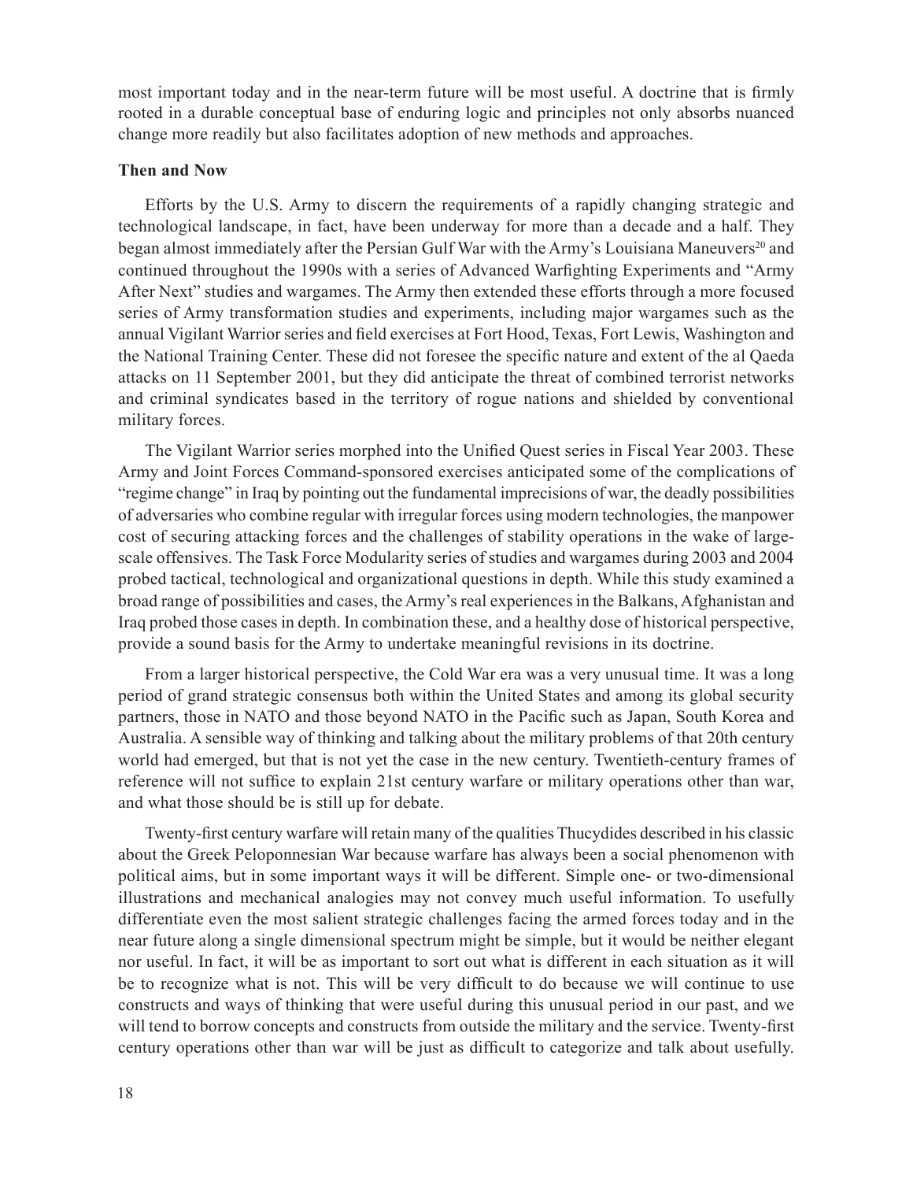most important today and in the near-term future will be most useful. A doctrine that is firmly rooted in a durable conceptual base of enduring logic and principles not only absorbs nuanced change more readily but also facilitates adoption of new methods and approaches.

**Then and Now**

Efforts by the U.S. Army to discern the requirements of a rapidly changing strategic and technological landscape, in fact, have been underway for more than a decade and a half. They began almost immediately after the Persian Gulf War with the Army's Louisiana Maneuvers[20] and continued throughout the 1990s with a series of Advanced Warfighting Experiments and "Army After Next" studies and wargames. The Army then extended these efforts through a more focused series of Army transformation studies and experiments, including major wargames such as the annual Vigilant Warrior series and field exercises at Fort Hood, Texas, Fort Lewis, Washington and the National Training Center. These did not foresee the specific nature and extent of the al Qaeda attacks on 11 September 2001, but they did anticipate the threat of combined terrorist networks and criminal syndicates based in the territory of rogue nations and shielded by conventional military forces.

The Vigilant Warrior series morphed into the Unified Quest series in Fiscal Year 2003. These Army and Joint Forces Command-sponsored exercises anticipated some of the complications of "regime change" in Iraq by pointing out the fundamental imprecisions of war, the deadly possibilities of adversaries who combine regular with irregular forces using modern technologies, the manpower cost of securing attacking forces and the challenges of stability operations in the wake of large-scale offensives. The Task Force Modularity series of studies and wargames during 2003 and 2004 probed tactical, technological and organizational questions in depth. While this study examined a broad range of possibilities and cases, the Army's real experiences in the Balkans, Afghanistan and Iraq probed those cases in depth. In combination these, and a healthy dose of historical perspective, provide a sound basis for the Army to undertake meaningful revisions in its doctrine.

From a larger historical perspective, the Cold War era was a very unusual time. It was a long period of grand strategic consensus both within the United States and among its global security partners, those in NATO and those beyond NATO in the Pacific such as Japan, South Korea and Australia. A sensible way of thinking and talking about the military problems of that 20th century world had emerged, but that is not yet the case in the new century. Twentieth-century frames of reference will not suffice to explain 21st century warfare or military operations other than war, and what those should be is still up for debate.

Twenty-first century warfare will retain many of the qualities Thucydides described in his classic about the Greek Peloponnesian War because warfare has always been a social phenomenon with political aims, but in some important ways it will be different. Simple one- or two-dimensional illustrations and mechanical analogies may not convey much useful information. To usefully differentiate even the most salient strategic challenges facing the armed forces today and in the near future along a single dimensional spectrum might be simple, but it would be neither elegant nor useful. In fact, it will be as important to sort out what is different in each situation as it will be to recognize what is not. This will be very difficult to do because we will continue to use constructs and ways of thinking that were useful during this unusual period in our past, and we will tend to borrow concepts and constructs from outside the military and the service. Twenty-first century operations other than war will be just as difficult to categorize and talk about usefully.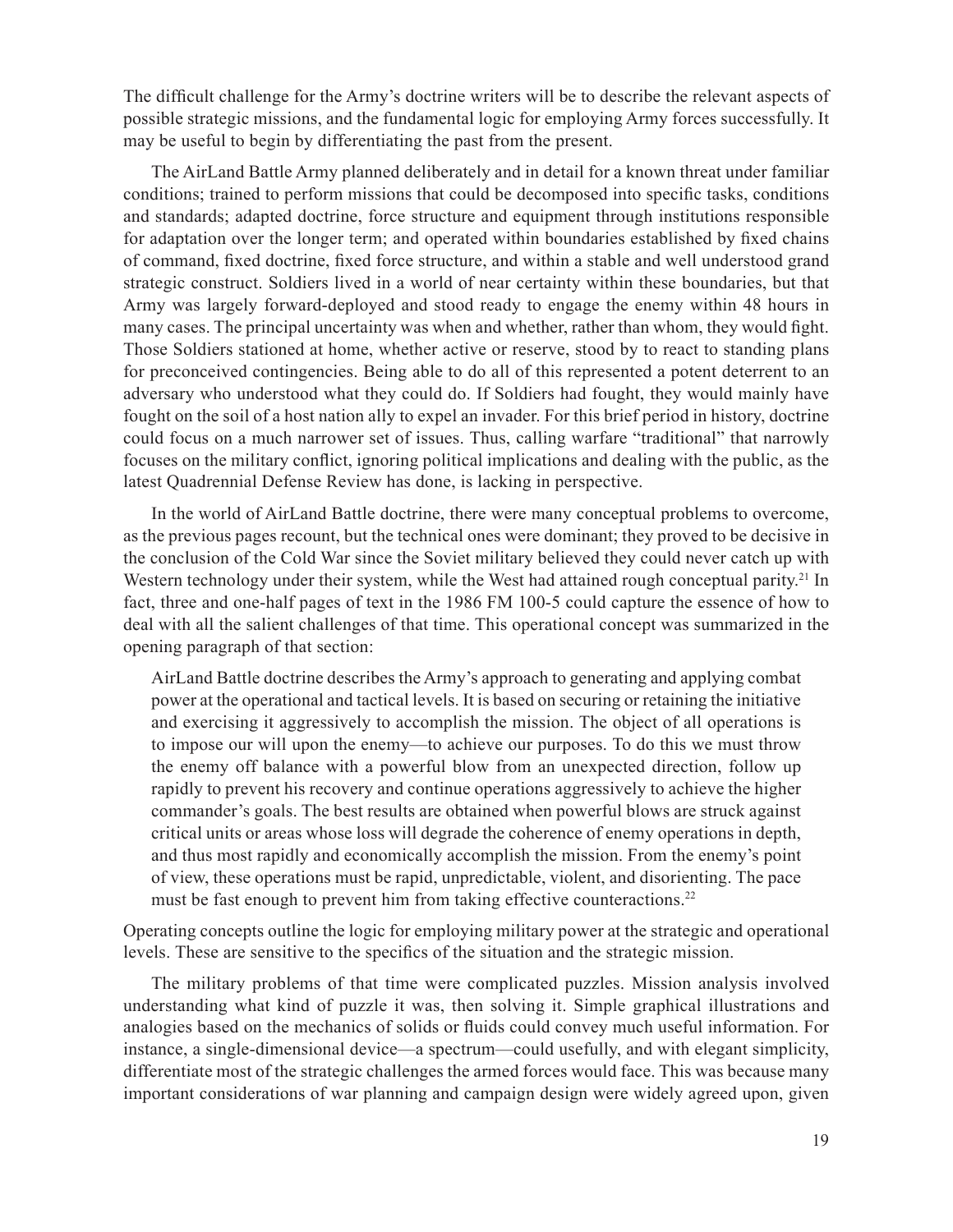The difficult challenge for the Army's doctrine writers will be to describe the relevant aspects of possible strategic missions, and the fundamental logic for employing Army forces successfully. It may be useful to begin by differentiating the past from the present.

The AirLand Battle Army planned deliberately and in detail for a known threat under familiar conditions; trained to perform missions that could be decomposed into specific tasks, conditions and standards; adapted doctrine, force structure and equipment through institutions responsible for adaptation over the longer term; and operated within boundaries established by fixed chains of command, fixed doctrine, fixed force structure, and within a stable and well understood grand strategic construct. Soldiers lived in a world of near certainty within these boundaries, but that Army was largely forward-deployed and stood ready to engage the enemy within 48 hours in many cases. The principal uncertainty was when and whether, rather than whom, they would fight. Those Soldiers stationed at home, whether active or reserve, stood by to react to standing plans for preconceived contingencies. Being able to do all of this represented a potent deterrent to an adversary who understood what they could do. If Soldiers had fought, they would mainly have fought on the soil of a host nation ally to expel an invader. For this brief period in history, doctrine could focus on a much narrower set of issues. Thus, calling warfare "traditional" that narrowly focuses on the military conflict, ignoring political implications and dealing with the public, as the latest Quadrennial Defense Review has done, is lacking in perspective.

In the world of AirLand Battle doctrine, there were many conceptual problems to overcome, as the previous pages recount, but the technical ones were dominant; they proved to be decisive in the conclusion of the Cold War since the Soviet military believed they could never catch up with Western technology under their system, while the West had attained rough conceptual parity.[21] In fact, three and one-half pages of text in the 1986 FM 100-5 could capture the essence of how to deal with all the salient challenges of that time. This operational concept was summarized in the opening paragraph of that section:

> AirLand Battle doctrine describes the Army's approach to generating and applying combat power at the operational and tactical levels. It is based on securing or retaining the initiative and exercising it aggressively to accomplish the mission. The object of all operations is to impose our will upon the enemy—to achieve our purposes. To do this we must throw the enemy off balance with a powerful blow from an unexpected direction, follow up rapidly to prevent his recovery and continue operations aggressively to achieve the higher commander's goals. The best results are obtained when powerful blows are struck against critical units or areas whose loss will degrade the coherence of enemy operations in depth, and thus most rapidly and economically accomplish the mission. From the enemy's point of view, these operations must be rapid, unpredictable, violent, and disorienting. The pace must be fast enough to prevent him from taking effective counteractions.[22]

Operating concepts outline the logic for employing military power at the strategic and operational levels. These are sensitive to the specifics of the situation and the strategic mission.

The military problems of that time were complicated puzzles. Mission analysis involved understanding what kind of puzzle it was, then solving it. Simple graphical illustrations and analogies based on the mechanics of solids or fluids could convey much useful information. For instance, a single-dimensional device—a spectrum—could usefully, and with elegant simplicity, differentiate most of the strategic challenges the armed forces would face. This was because many important considerations of war planning and campaign design were widely agreed upon, given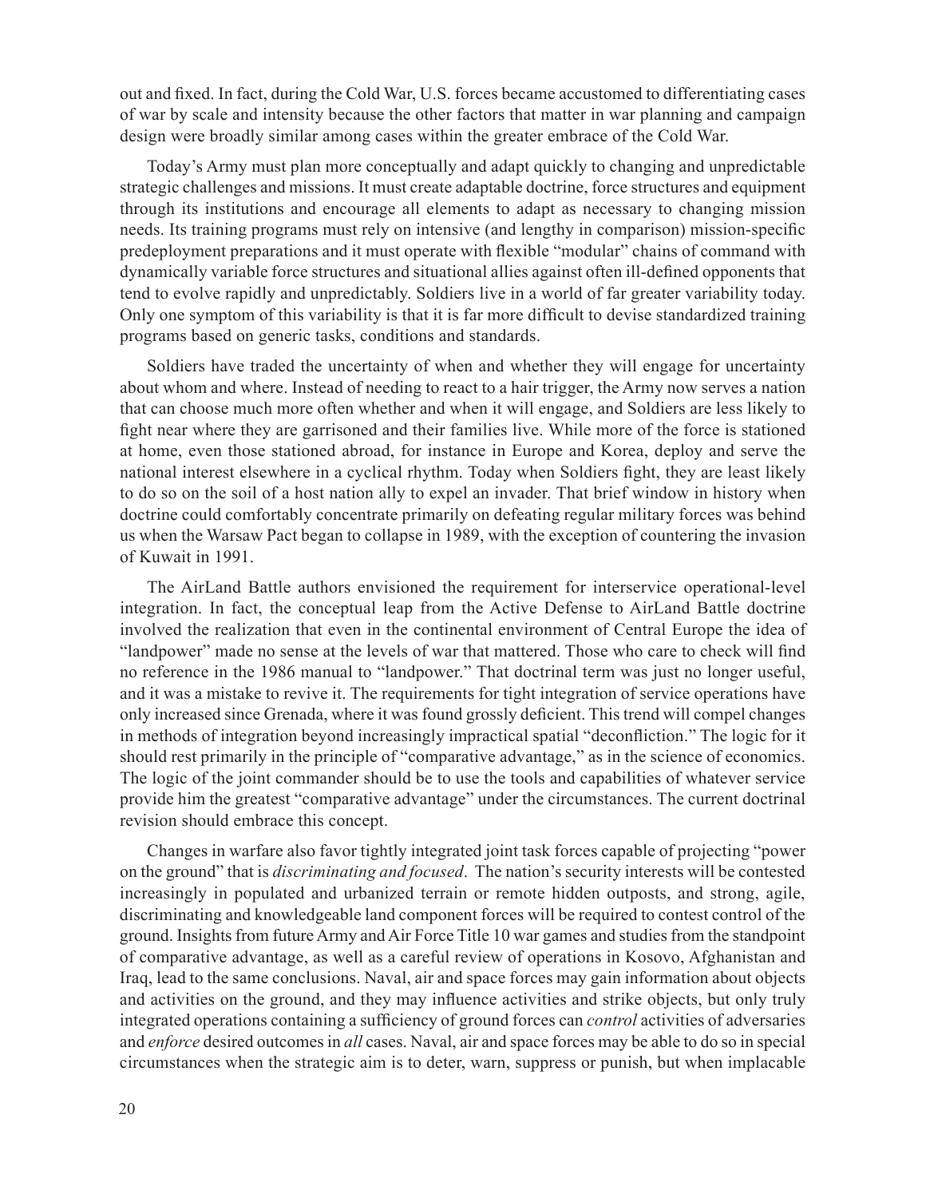out and fixed. In fact, during the Cold War, U.S. forces became accustomed to differentiating cases of war by scale and intensity because the other factors that matter in war planning and campaign design were broadly similar among cases within the greater embrace of the Cold War.

Today's Army must plan more conceptually and adapt quickly to changing and unpredictable strategic challenges and missions. It must create adaptable doctrine, force structures and equipment through its institutions and encourage all elements to adapt as necessary to changing mission needs. Its training programs must rely on intensive (and lengthy in comparison) mission-specific predeployment preparations and it must operate with flexible "modular" chains of command with dynamically variable force structures and situational allies against often ill-defined opponents that tend to evolve rapidly and unpredictably. Soldiers live in a world of far greater variability today. Only one symptom of this variability is that it is far more difficult to devise standardized training programs based on generic tasks, conditions and standards.

Soldiers have traded the uncertainty of when and whether they will engage for uncertainty about whom and where. Instead of needing to react to a hair trigger, the Army now serves a nation that can choose much more often whether and when it will engage, and Soldiers are less likely to fight near where they are garrisoned and their families live. While more of the force is stationed at home, even those stationed abroad, for instance in Europe and Korea, deploy and serve the national interest elsewhere in a cyclical rhythm. Today when Soldiers fight, they are least likely to do so on the soil of a host nation ally to expel an invader. That brief window in history when doctrine could comfortably concentrate primarily on defeating regular military forces was behind us when the Warsaw Pact began to collapse in 1989, with the exception of countering the invasion of Kuwait in 1991.

The AirLand Battle authors envisioned the requirement for interservice operational-level integration. In fact, the conceptual leap from the Active Defense to AirLand Battle doctrine involved the realization that even in the continental environment of Central Europe the idea of "landpower" made no sense at the levels of war that mattered. Those who care to check will find no reference in the 1986 manual to "landpower." That doctrinal term was just no longer useful, and it was a mistake to revive it. The requirements for tight integration of service operations have only increased since Grenada, where it was found grossly deficient. This trend will compel changes in methods of integration beyond increasingly impractical spatial "deconfliction." The logic for it should rest primarily in the principle of "comparative advantage," as in the science of economics. The logic of the joint commander should be to use the tools and capabilities of whatever service provide him the greatest "comparative advantage" under the circumstances. The current doctrinal revision should embrace this concept.

Changes in warfare also favor tightly integrated joint task forces capable of projecting "power on the ground" that is *discriminating and focused*. The nation's security interests will be contested increasingly in populated and urbanized terrain or remote hidden outposts, and strong, agile, discriminating and knowledgeable land component forces will be required to contest control of the ground. Insights from future Army and Air Force Title 10 war games and studies from the standpoint of comparative advantage, as well as a careful review of operations in Kosovo, Afghanistan and Iraq, lead to the same conclusions. Naval, air and space forces may gain information about objects and activities on the ground, and they may influence activities and strike objects, but only truly integrated operations containing a sufficiency of ground forces can *control* activities of adversaries and *enforce* desired outcomes in *all* cases. Naval, air and space forces may be able to do so in special circumstances when the strategic aim is to deter, warn, suppress or punish, but when implacable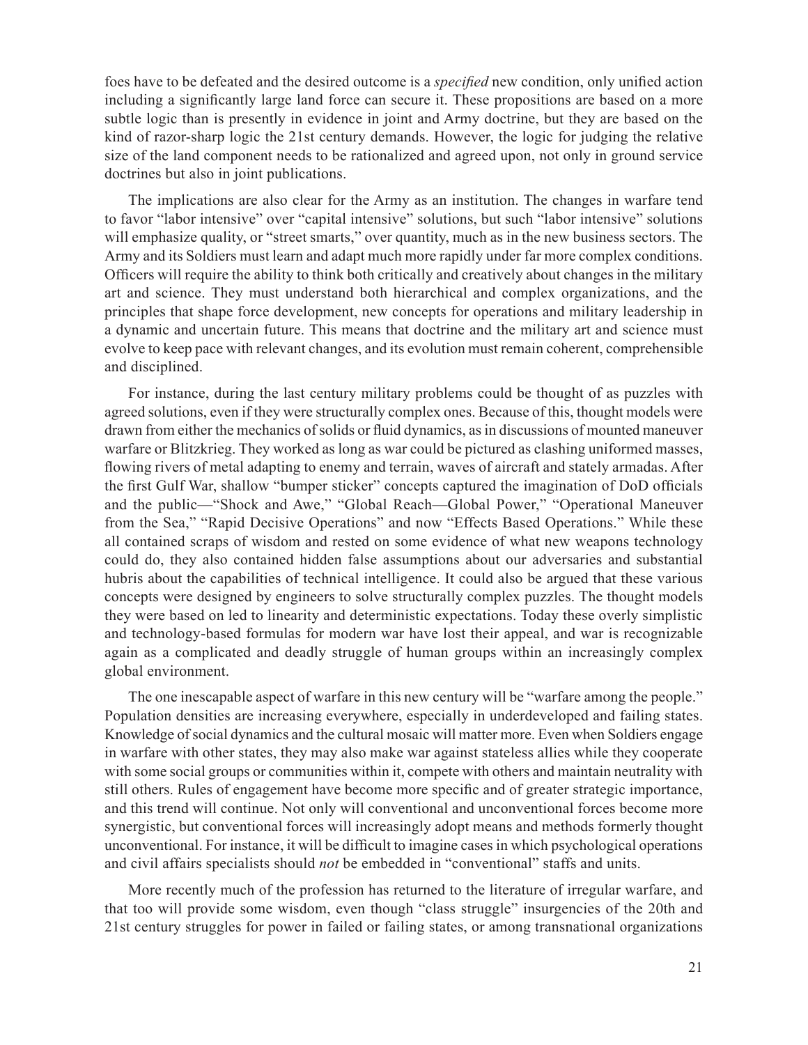foes have to be defeated and the desired outcome is a *specified* new condition, only unified action including a significantly large land force can secure it. These propositions are based on a more subtle logic than is presently in evidence in joint and Army doctrine, but they are based on the kind of razor-sharp logic the 21st century demands. However, the logic for judging the relative size of the land component needs to be rationalized and agreed upon, not only in ground service doctrines but also in joint publications.

The implications are also clear for the Army as an institution. The changes in warfare tend to favor "labor intensive" over "capital intensive" solutions, but such "labor intensive" solutions will emphasize quality, or "street smarts," over quantity, much as in the new business sectors. The Army and its Soldiers must learn and adapt much more rapidly under far more complex conditions. Officers will require the ability to think both critically and creatively about changes in the military art and science. They must understand both hierarchical and complex organizations, and the principles that shape force development, new concepts for operations and military leadership in a dynamic and uncertain future. This means that doctrine and the military art and science must evolve to keep pace with relevant changes, and its evolution must remain coherent, comprehensible and disciplined.

For instance, during the last century military problems could be thought of as puzzles with agreed solutions, even if they were structurally complex ones. Because of this, thought models were drawn from either the mechanics of solids or fluid dynamics, as in discussions of mounted maneuver warfare or Blitzkrieg. They worked as long as war could be pictured as clashing uniformed masses, flowing rivers of metal adapting to enemy and terrain, waves of aircraft and stately armadas. After the first Gulf War, shallow "bumper sticker" concepts captured the imagination of DoD officials and the public—"Shock and Awe," "Global Reach—Global Power," "Operational Maneuver from the Sea," "Rapid Decisive Operations" and now "Effects Based Operations." While these all contained scraps of wisdom and rested on some evidence of what new weapons technology could do, they also contained hidden false assumptions about our adversaries and substantial hubris about the capabilities of technical intelligence. It could also be argued that these various concepts were designed by engineers to solve structurally complex puzzles. The thought models they were based on led to linearity and deterministic expectations. Today these overly simplistic and technology-based formulas for modern war have lost their appeal, and war is recognizable again as a complicated and deadly struggle of human groups within an increasingly complex global environment.

The one inescapable aspect of warfare in this new century will be "warfare among the people." Population densities are increasing everywhere, especially in underdeveloped and failing states. Knowledge of social dynamics and the cultural mosaic will matter more. Even when Soldiers engage in warfare with other states, they may also make war against stateless allies while they cooperate with some social groups or communities within it, compete with others and maintain neutrality with still others. Rules of engagement have become more specific and of greater strategic importance, and this trend will continue. Not only will conventional and unconventional forces become more synergistic, but conventional forces will increasingly adopt means and methods formerly thought unconventional. For instance, it will be difficult to imagine cases in which psychological operations and civil affairs specialists should *not* be embedded in "conventional" staffs and units.

More recently much of the profession has returned to the literature of irregular warfare, and that too will provide some wisdom, even though "class struggle" insurgencies of the 20th and 21st century struggles for power in failed or failing states, or among transnational organizations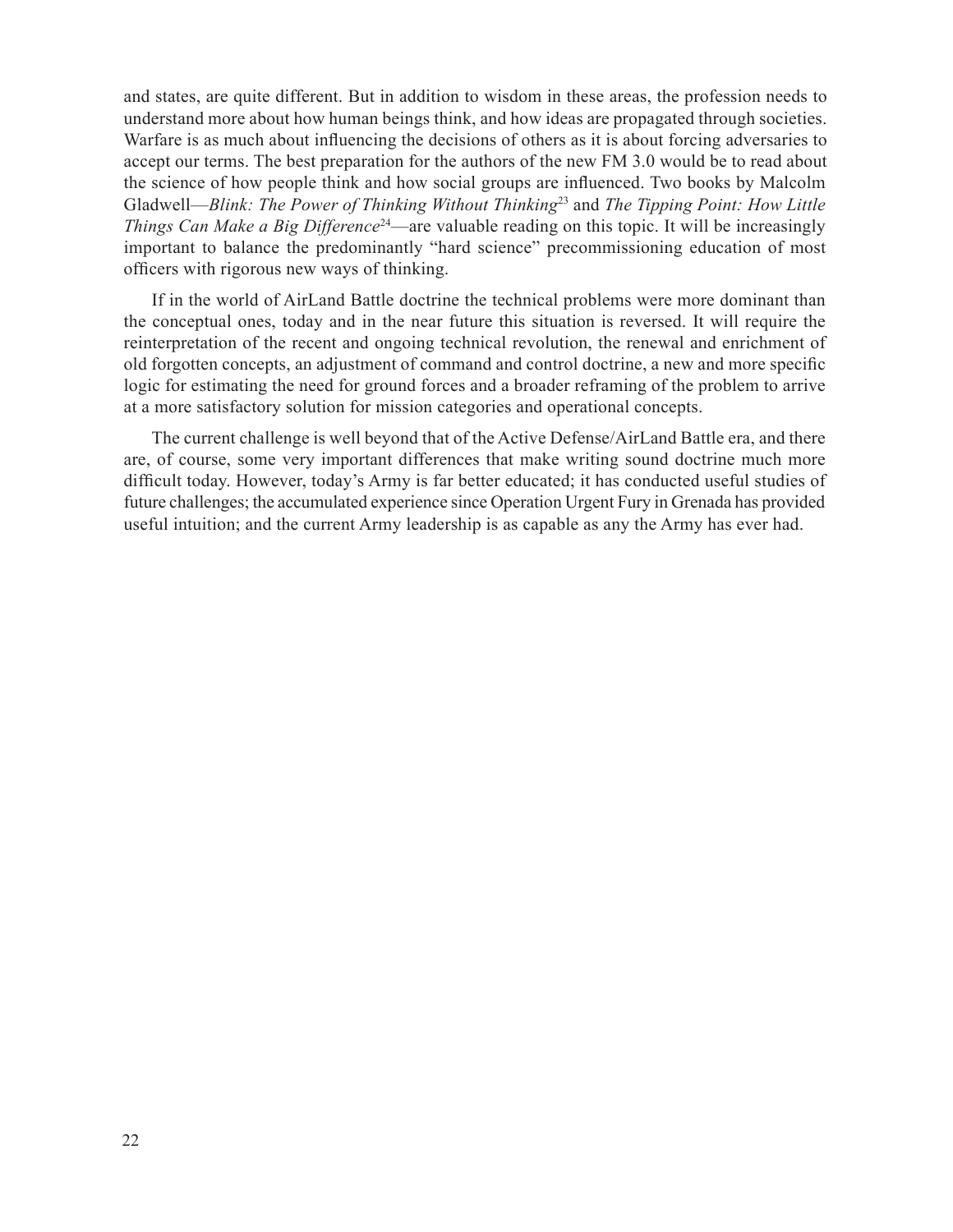and states, are quite different. But in addition to wisdom in these areas, the profession needs to understand more about how human beings think, and how ideas are propagated through societies. Warfare is as much about influencing the decisions of others as it is about forcing adversaries to accept our terms. The best preparation for the authors of the new FM 3.0 would be to read about the science of how people think and how social groups are influenced. Two books by Malcolm Gladwell—*Blink: The Power of Thinking Without Thinking*[23] and *The Tipping Point: How Little Things Can Make a Big Difference*[24]—are valuable reading on this topic. It will be increasingly important to balance the predominantly "hard science" precommissioning education of most officers with rigorous new ways of thinking.

If in the world of AirLand Battle doctrine the technical problems were more dominant than the conceptual ones, today and in the near future this situation is reversed. It will require the reinterpretation of the recent and ongoing technical revolution, the renewal and enrichment of old forgotten concepts, an adjustment of command and control doctrine, a new and more specific logic for estimating the need for ground forces and a broader reframing of the problem to arrive at a more satisfactory solution for mission categories and operational concepts.

The current challenge is well beyond that of the Active Defense/AirLand Battle era, and there are, of course, some very important differences that make writing sound doctrine much more difficult today. However, today's Army is far better educated; it has conducted useful studies of future challenges; the accumulated experience since Operation Urgent Fury in Grenada has provided useful intuition; and the current Army leadership is as capable as any the Army has ever had.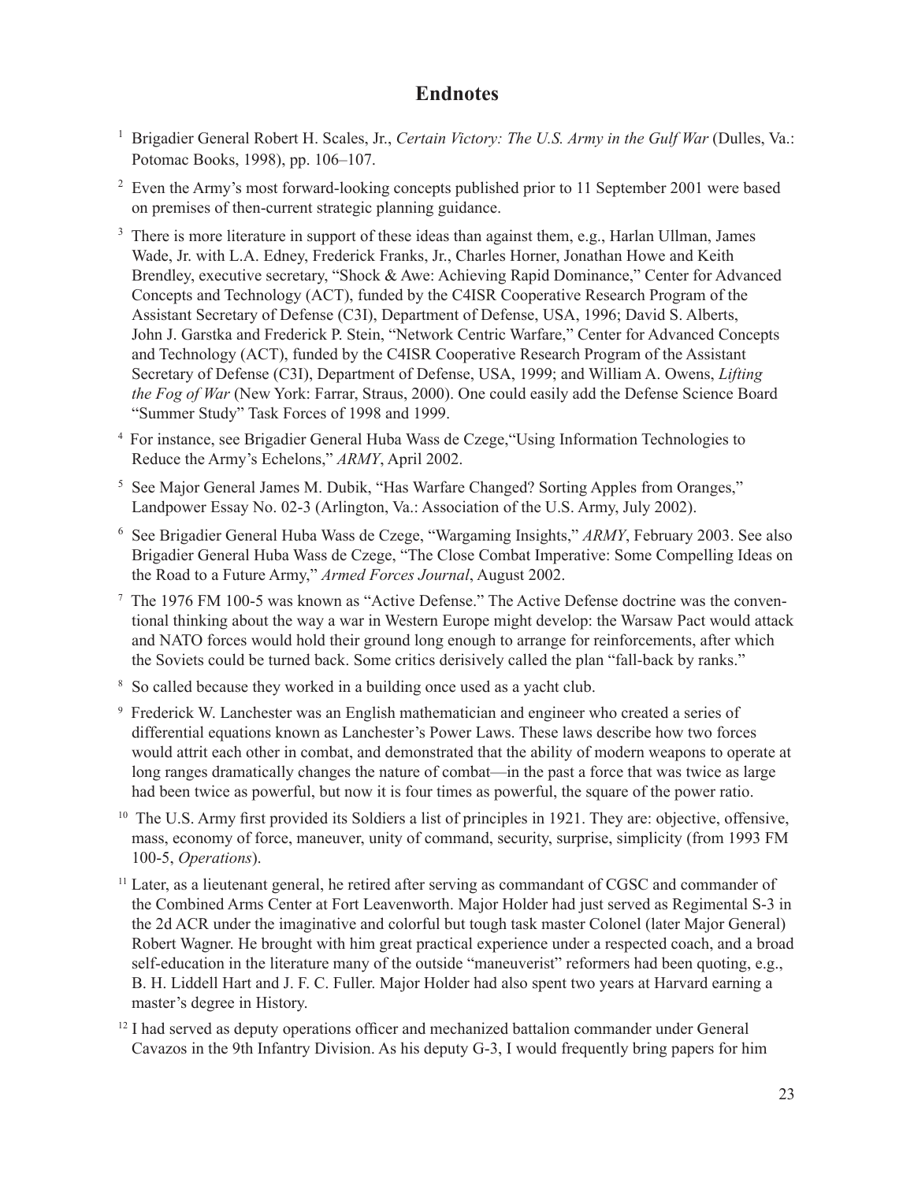## Endnotes

[1] Brigadier General Robert H. Scales, Jr., *Certain Victory: The U.S. Army in the Gulf War* (Dulles, Va.: Potomac Books, 1998), pp. 106–107.

[2] Even the Army's most forward-looking concepts published prior to 11 September 2001 were based on premises of then-current strategic planning guidance.

[3] There is more literature in support of these ideas than against them, e.g., Harlan Ullman, James Wade, Jr. with L.A. Edney, Frederick Franks, Jr., Charles Horner, Jonathan Howe and Keith Brendley, executive secretary, "Shock & Awe: Achieving Rapid Dominance," Center for Advanced Concepts and Technology (ACT), funded by the C4ISR Cooperative Research Program of the Assistant Secretary of Defense (C3I), Department of Defense, USA, 1996; David S. Alberts, John J. Garstka and Frederick P. Stein, "Network Centric Warfare," Center for Advanced Concepts and Technology (ACT), funded by the C4ISR Cooperative Research Program of the Assistant Secretary of Defense (C3I), Department of Defense, USA, 1999; and William A. Owens, *Lifting the Fog of War* (New York: Farrar, Straus, 2000). One could easily add the Defense Science Board "Summer Study" Task Forces of 1998 and 1999.

[4] For instance, see Brigadier General Huba Wass de Czege,"Using Information Technologies to Reduce the Army's Echelons," *ARMY*, April 2002.

[5] See Major General James M. Dubik, "Has Warfare Changed? Sorting Apples from Oranges," Landpower Essay No. 02-3 (Arlington, Va.: Association of the U.S. Army, July 2002).

[6] See Brigadier General Huba Wass de Czege, "Wargaming Insights," *ARMY*, February 2003. See also Brigadier General Huba Wass de Czege, "The Close Combat Imperative: Some Compelling Ideas on the Road to a Future Army," *Armed Forces Journal*, August 2002.

[7] The 1976 FM 100-5 was known as "Active Defense." The Active Defense doctrine was the conventional thinking about the way a war in Western Europe might develop: the Warsaw Pact would attack and NATO forces would hold their ground long enough to arrange for reinforcements, after which the Soviets could be turned back. Some critics derisively called the plan "fall-back by ranks."

[8] So called because they worked in a building once used as a yacht club.

[9] Frederick W. Lanchester was an English mathematician and engineer who created a series of differential equations known as Lanchester's Power Laws. These laws describe how two forces would attrit each other in combat, and demonstrated that the ability of modern weapons to operate at long ranges dramatically changes the nature of combat—in the past a force that was twice as large had been twice as powerful, but now it is four times as powerful, the square of the power ratio.

[10] The U.S. Army first provided its Soldiers a list of principles in 1921. They are: objective, offensive, mass, economy of force, maneuver, unity of command, security, surprise, simplicity (from 1993 FM 100-5, *Operations*).

[11] Later, as a lieutenant general, he retired after serving as commandant of CGSC and commander of the Combined Arms Center at Fort Leavenworth. Major Holder had just served as Regimental S-3 in the 2d ACR under the imaginative and colorful but tough task master Colonel (later Major General) Robert Wagner. He brought with him great practical experience under a respected coach, and a broad self-education in the literature many of the outside "maneuverist" reformers had been quoting, e.g., B. H. Liddell Hart and J. F. C. Fuller. Major Holder had also spent two years at Harvard earning a master's degree in History.

[12] I had served as deputy operations officer and mechanized battalion commander under General Cavazos in the 9th Infantry Division. As his deputy G-3, I would frequently bring papers for him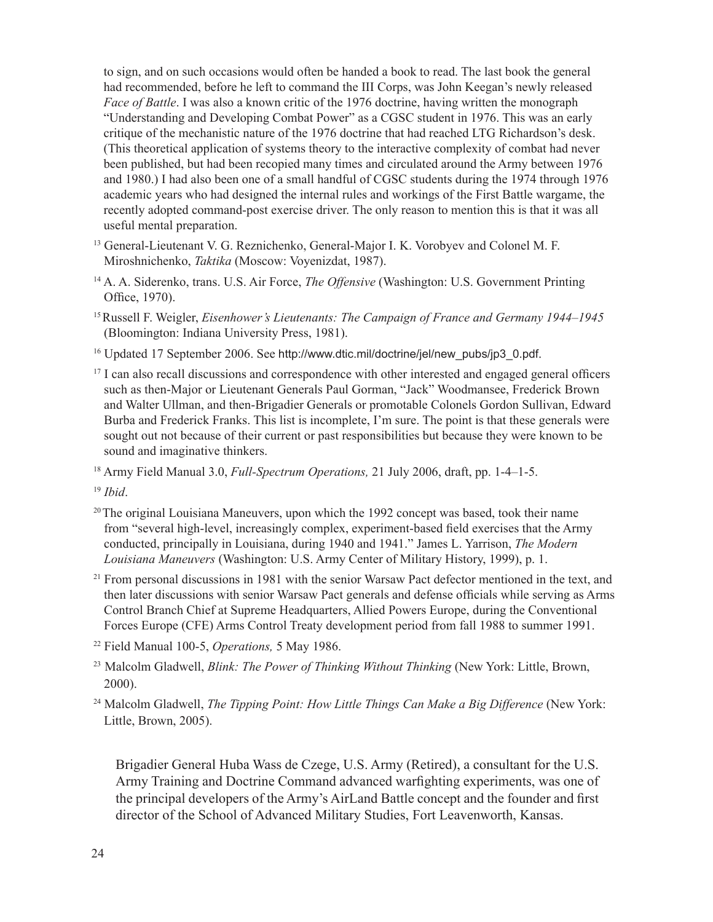to sign, and on such occasions would often be handed a book to read. The last book the general had recommended, before he left to command the III Corps, was John Keegan's newly released *Face of Battle*. I was also a known critic of the 1976 doctrine, having written the monograph "Understanding and Developing Combat Power" as a CGSC student in 1976. This was an early critique of the mechanistic nature of the 1976 doctrine that had reached LTG Richardson's desk. (This theoretical application of systems theory to the interactive complexity of combat had never been published, but had been recopied many times and circulated around the Army between 1976 and 1980.) I had also been one of a small handful of CGSC students during the 1974 through 1976 academic years who had designed the internal rules and workings of the First Battle wargame, the recently adopted command-post exercise driver. The only reason to mention this is that it was all useful mental preparation.

[13] General-Lieutenant V. G. Reznichenko, General-Major I. K. Vorobyev and Colonel M. F. Miroshnichenko, *Taktika* (Moscow: Voyenizdat, 1987).

[14] A. A. Siderenko, trans. U.S. Air Force, *The Offensive* (Washington: U.S. Government Printing Office, 1970).

[15] Russell F. Weigler, *Eisenhower's Lieutenants: The Campaign of France and Germany 1944–1945* (Bloomington: Indiana University Press, 1981).

[16] Updated 17 September 2006. See http://www.dtic.mil/doctrine/jel/new_pubs/jp3_0.pdf.

[17] I can also recall discussions and correspondence with other interested and engaged general officers such as then-Major or Lieutenant Generals Paul Gorman, "Jack" Woodmansee, Frederick Brown and Walter Ullman, and then-Brigadier Generals or promotable Colonels Gordon Sullivan, Edward Burba and Frederick Franks. This list is incomplete, I'm sure. The point is that these generals were sought out not because of their current or past responsibilities but because they were known to be sound and imaginative thinkers.

[18] Army Field Manual 3.0, *Full-Spectrum Operations,* 21 July 2006, draft, pp. 1-4–1-5.

[19] *Ibid*.

[20] The original Louisiana Maneuvers, upon which the 1992 concept was based, took their name from "several high-level, increasingly complex, experiment-based field exercises that the Army conducted, principally in Louisiana, during 1940 and 1941." James L. Yarrison, *The Modern Louisiana Maneuvers* (Washington: U.S. Army Center of Military History, 1999), p. 1.

[21] From personal discussions in 1981 with the senior Warsaw Pact defector mentioned in the text, and then later discussions with senior Warsaw Pact generals and defense officials while serving as Arms Control Branch Chief at Supreme Headquarters, Allied Powers Europe, during the Conventional Forces Europe (CFE) Arms Control Treaty development period from fall 1988 to summer 1991.

[22] Field Manual 100-5, *Operations,* 5 May 1986.

[23] Malcolm Gladwell, *Blink: The Power of Thinking Without Thinking* (New York: Little, Brown, 2000).

[24] Malcolm Gladwell, *The Tipping Point: How Little Things Can Make a Big Difference* (New York: Little, Brown, 2005).

Brigadier General Huba Wass de Czege, U.S. Army (Retired), a consultant for the U.S. Army Training and Doctrine Command advanced warfighting experiments, was one of the principal developers of the Army's AirLand Battle concept and the founder and first director of the School of Advanced Military Studies, Fort Leavenworth, Kansas.